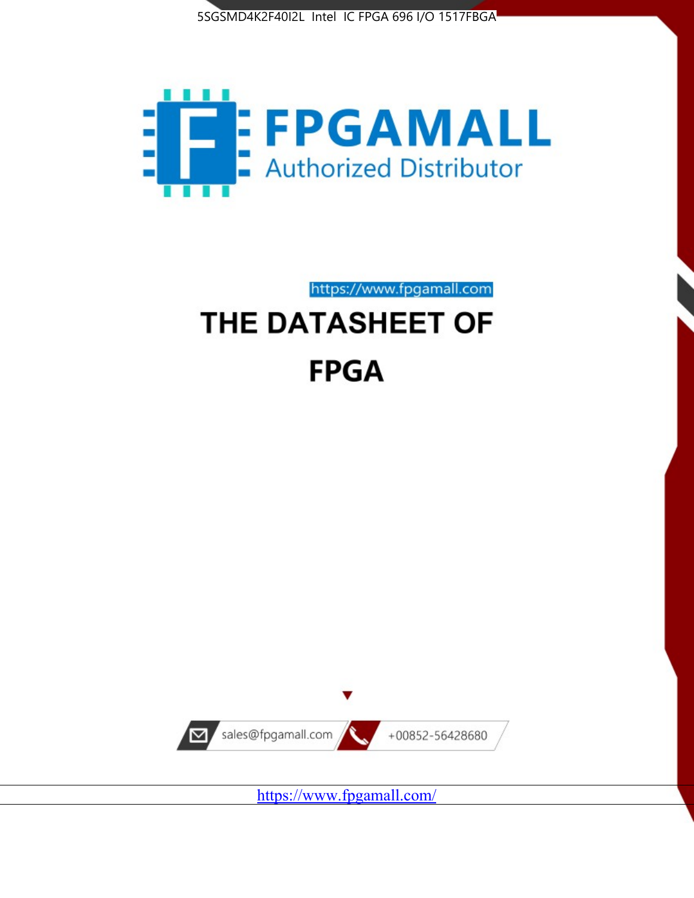5SGSMD4K2F40I2L Intel IC FPGA 696 I/O 1517FBGA

FPGAMALL

Authorized Distributor

https://www.fpgamall.com

# THE DATASHEET OF

# FPGA

sales@fpgamall.com

+00852-56428680

https://www.fpgamall.com/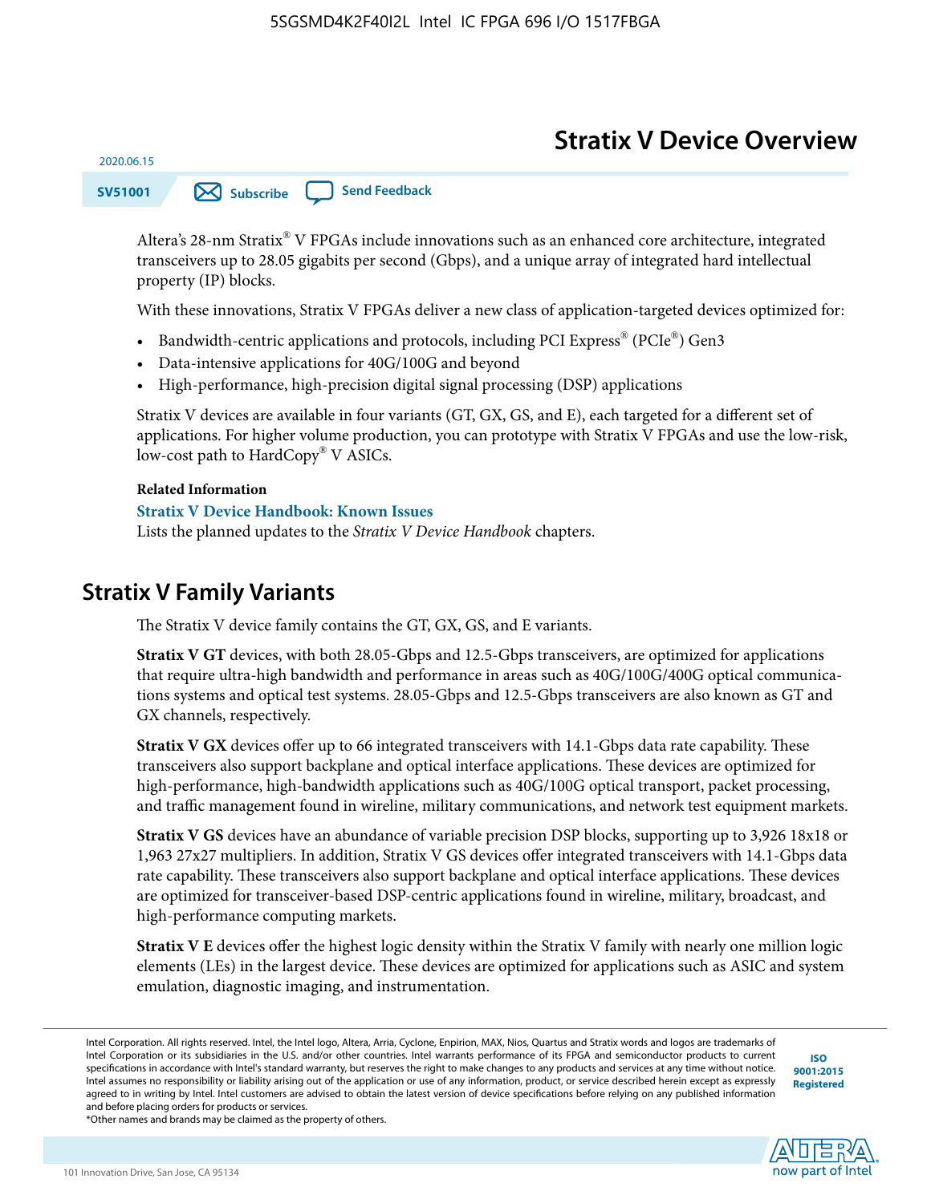# Stratix V Device Overview

2020.06.15

SV51001

Subscribe

Send Feedback

Altera's 28-nm Stratix® V FPGAs include innovations such as an enhanced core architecture, integrated transceivers up to 28.05 gigabits per second (Gbps), and a unique array of integrated hard intellectual property (IP) blocks.

With these innovations, Stratix V FPGAs deliver a new class of application-targeted devices optimized for:

- Bandwidth-centric applications and protocols, including PCI Express® (PCIe®) Gen3
- Data-intensive applications for 40G/100G and beyond
- High-performance, high-precision digital signal processing (DSP) applications

Stratix V devices are available in four variants (GT, GX, GS, and E), each targeted for a different set of applications. For higher volume production, you can prototype with Stratix V FPGAs and use the low-risk, low-cost path to HardCopy® V ASICs.

**Related Information**

**Stratix V Device Handbook: Known Issues**

Lists the planned updates to the *Stratix V Device Handbook* chapters.

## Stratix V Family Variants

The Stratix V device family contains the GT, GX, GS, and E variants.

**Stratix V GT** devices, with both 28.05-Gbps and 12.5-Gbps transceivers, are optimized for applications that require ultra-high bandwidth and performance in areas such as 40G/100G/400G optical communications systems and optical test systems. 28.05-Gbps and 12.5-Gbps transceivers are also known as GT and GX channels, respectively.

**Stratix V GX** devices offer up to 66 integrated transceivers with 14.1-Gbps data rate capability. These transceivers also support backplane and optical interface applications. These devices are optimized for high-performance, high-bandwidth applications such as 40G/100G optical transport, packet processing, and traffic management found in wireline, military communications, and network test equipment markets.

**Stratix V GS** devices have an abundance of variable precision DSP blocks, supporting up to 3,926 18x18 or 1,963 27x27 multipliers. In addition, Stratix V GS devices offer integrated transceivers with 14.1-Gbps data rate capability. These transceivers also support backplane and optical interface applications. These devices are optimized for transceiver-based DSP-centric applications found in wireline, military, broadcast, and high-performance computing markets.

**Stratix V E** devices offer the highest logic density within the Stratix V family with nearly one million logic elements (LEs) in the largest device. These devices are optimized for applications such as ASIC and system emulation, diagnostic imaging, and instrumentation.

Intel Corporation. All rights reserved. Intel, the Intel logo, Altera, Arria, Cyclone, Enpirion, MAX, Nios, Quartus and Stratix words and logos are trademarks of Intel Corporation or its subsidiaries in the U.S. and/or other countries. Intel warrants performance of its FPGA and semiconductor products to current specifications in accordance with Intel's standard warranty, but reserves the right to make changes to any products and services at any time without notice. Intel assumes no responsibility or liability arising out of the application or use of any information, product, or service described herein except as expressly agreed to in writing by Intel. Intel customers are advised to obtain the latest version of device specifications before relying on any published information and before placing orders for products or services.
*Other names and brands may be claimed as the property of others.

ISO 9001:2015 Registered

101 Innovation Drive, San Jose, CA 95134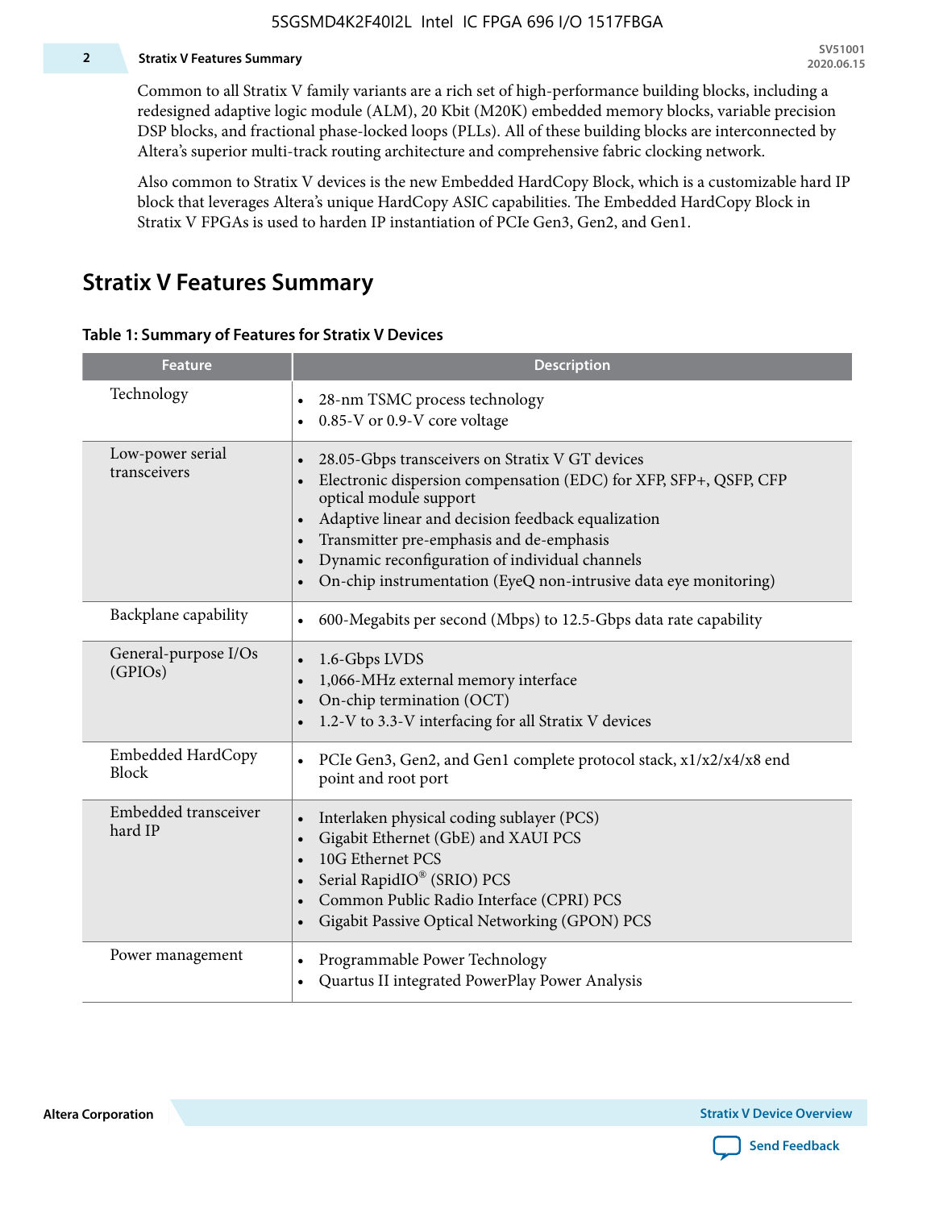Common to all Stratix V family variants are a rich set of high-performance building blocks, including a redesigned adaptive logic module (ALM), 20 Kbit (M20K) embedded memory blocks, variable precision DSP blocks, and fractional phase-locked loops (PLLs). All of these building blocks are interconnected by Altera's superior multi-track routing architecture and comprehensive fabric clocking network.

Also common to Stratix V devices is the new Embedded HardCopy Block, which is a customizable hard IP block that leverages Altera's unique HardCopy ASIC capabilities. The Embedded HardCopy Block in Stratix V FPGAs is used to harden IP instantiation of PCIe Gen3, Gen2, and Gen1.

## Stratix V Features Summary

**Table 1: Summary of Features for Stratix V Devices**

| Feature | Description |
|---|---|
| Technology | • 28-nm TSMC process technology<br>• 0.85-V or 0.9-V core voltage |
| Low-power serial transceivers | • 28.05-Gbps transceivers on Stratix V GT devices<br>• Electronic dispersion compensation (EDC) for XFP, SFP+, QSFP, CFP optical module support<br>• Adaptive linear and decision feedback equalization<br>• Transmitter pre-emphasis and de-emphasis<br>• Dynamic reconfiguration of individual channels<br>• On-chip instrumentation (EyeQ non-intrusive data eye monitoring) |
| Backplane capability | • 600-Megabits per second (Mbps) to 12.5-Gbps data rate capability |
| General-purpose I/Os (GPIOs) | • 1.6-Gbps LVDS<br>• 1,066-MHz external memory interface<br>• On-chip termination (OCT)<br>• 1.2-V to 3.3-V interfacing for all Stratix V devices |
| Embedded HardCopy Block | • PCIe Gen3, Gen2, and Gen1 complete protocol stack, x1/x2/x4/x8 end point and root port |
| Embedded transceiver hard IP | • Interlaken physical coding sublayer (PCS)<br>• Gigabit Ethernet (GbE) and XAUI PCS<br>• 10G Ethernet PCS<br>• Serial RapidIO® (SRIO) PCS<br>• Common Public Radio Interface (CPRI) PCS<br>• Gigabit Passive Optical Networking (GPON) PCS |
| Power management | • Programmable Power Technology<br>• Quartus II integrated PowerPlay Power Analysis |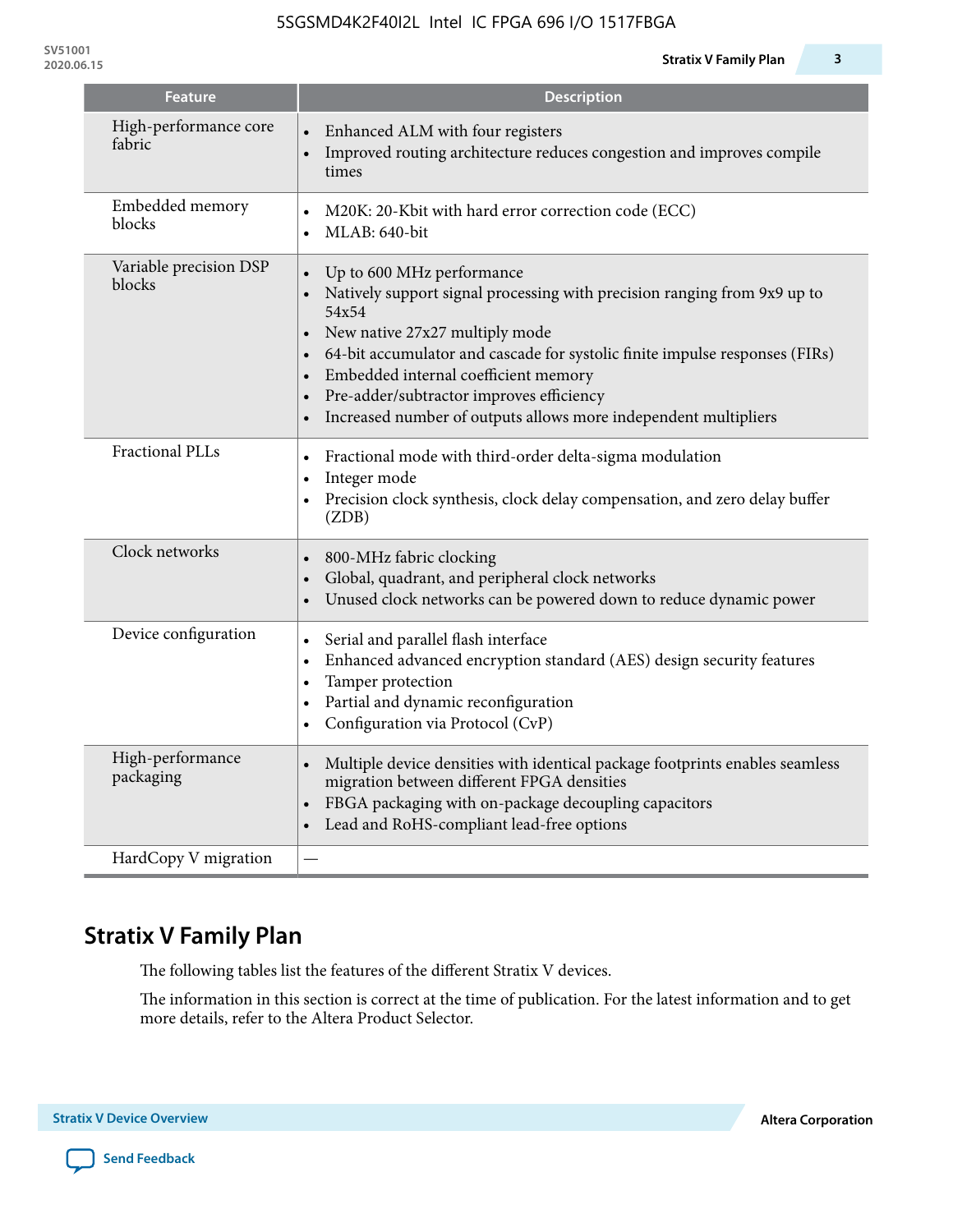| Feature | Description |
| --- | --- |
| High-performance core fabric | • Enhanced ALM with four registers<br>• Improved routing architecture reduces congestion and improves compile times |
| Embedded memory blocks | • M20K: 20-Kbit with hard error correction code (ECC)<br>• MLAB: 640-bit |
| Variable precision DSP blocks | • Up to 600 MHz performance<br>• Natively support signal processing with precision ranging from 9x9 up to 54x54<br>• New native 27x27 multiply mode<br>• 64-bit accumulator and cascade for systolic finite impulse responses (FIRs)<br>• Embedded internal coefficient memory<br>• Pre-adder/subtractor improves efficiency<br>• Increased number of outputs allows more independent multipliers |
| Fractional PLLs | • Fractional mode with third-order delta-sigma modulation<br>• Integer mode<br>• Precision clock synthesis, clock delay compensation, and zero delay buffer (ZDB) |
| Clock networks | • 800-MHz fabric clocking<br>• Global, quadrant, and peripheral clock networks<br>• Unused clock networks can be powered down to reduce dynamic power |
| Device configuration | • Serial and parallel flash interface<br>• Enhanced advanced encryption standard (AES) design security features<br>• Tamper protection<br>• Partial and dynamic reconfiguration<br>• Configuration via Protocol (CvP) |
| High-performance packaging | • Multiple device densities with identical package footprints enables seamless migration between different FPGA densities<br>• FBGA packaging with on-package decoupling capacitors<br>• Lead and RoHS-compliant lead-free options |
| HardCopy V migration | — |

## Stratix V Family Plan

The following tables list the features of the different Stratix V devices.

The information in this section is correct at the time of publication. For the latest information and to get more details, refer to the Altera Product Selector.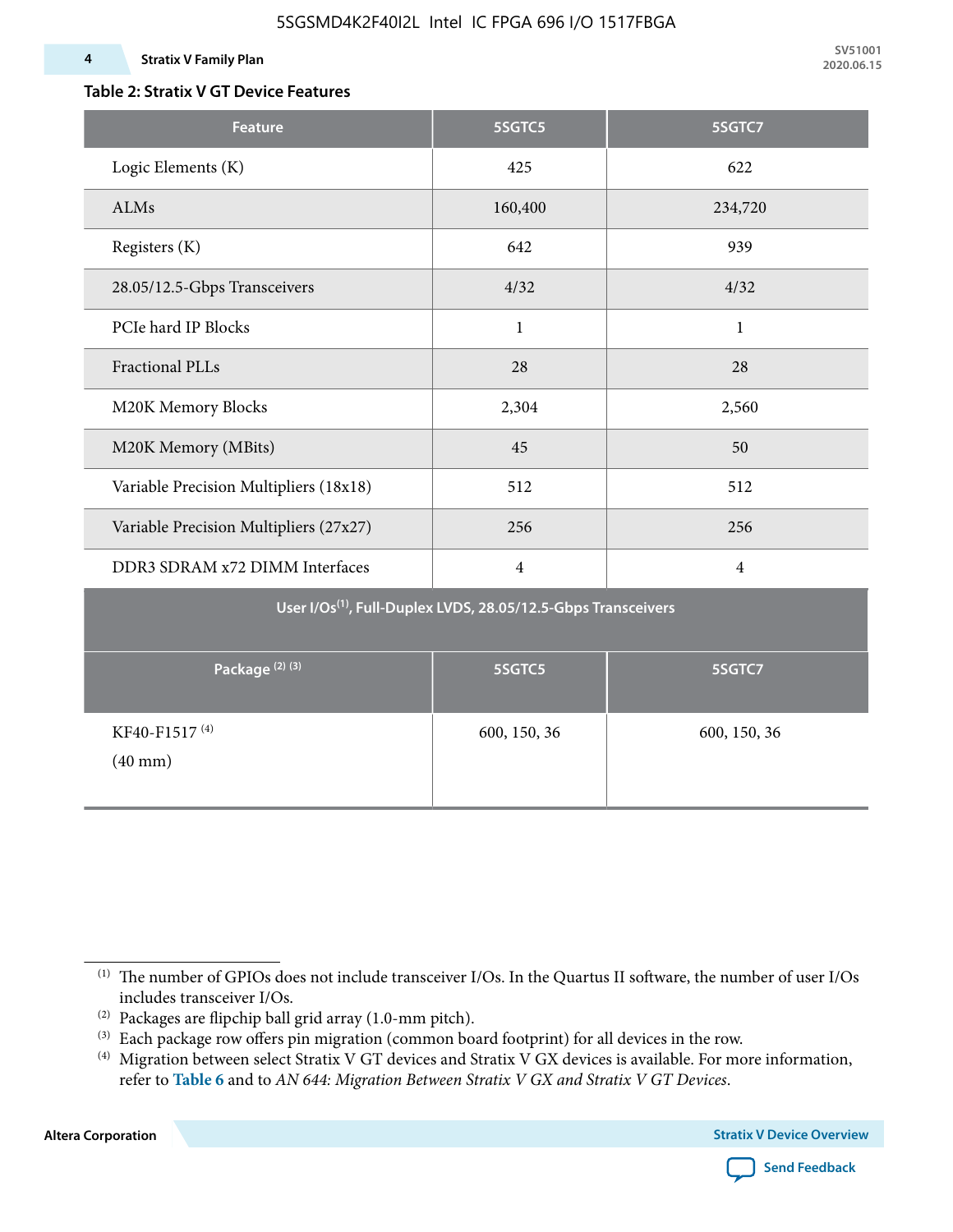### Table 2: Stratix V GT Device Features

| Feature | 5SGTC5 | 5SGTC7 |
|---|---|---|
| Logic Elements (K) | 425 | 622 |
| ALMs | 160,400 | 234,720 |
| Registers (K) | 642 | 939 |
| 28.05/12.5-Gbps Transceivers | 4/32 | 4/32 |
| PCIe hard IP Blocks | 1 | 1 |
| Fractional PLLs | 28 | 28 |
| M20K Memory Blocks | 2,304 | 2,560 |
| M20K Memory (MBits) | 45 | 50 |
| Variable Precision Multipliers (18x18) | 512 | 512 |
| Variable Precision Multipliers (27x27) | 256 | 256 |
| DDR3 SDRAM x72 DIMM Interfaces | 4 | 4 |
| User I/Os[(1)], Full-Duplex LVDS, 28.05/12.5-Gbps Transceivers | | |
| Package [(2)] [(3)] | 5SGTC5 | 5SGTC7 |
| KF40-F1517 [(4)] (40 mm) | 600, 150, 36 | 600, 150, 36 |

(1) The number of GPIOs does not include transceiver I/Os. In the Quartus II software, the number of user I/Os includes transceiver I/Os.

(2) Packages are flipchip ball grid array (1.0-mm pitch).

(3) Each package row offers pin migration (common board footprint) for all devices in the row.

(4) Migration between select Stratix V GT devices and Stratix V GX devices is available. For more information, refer to **Table 6** and to *AN 644: Migration Between Stratix V GX and Stratix V GT Devices*.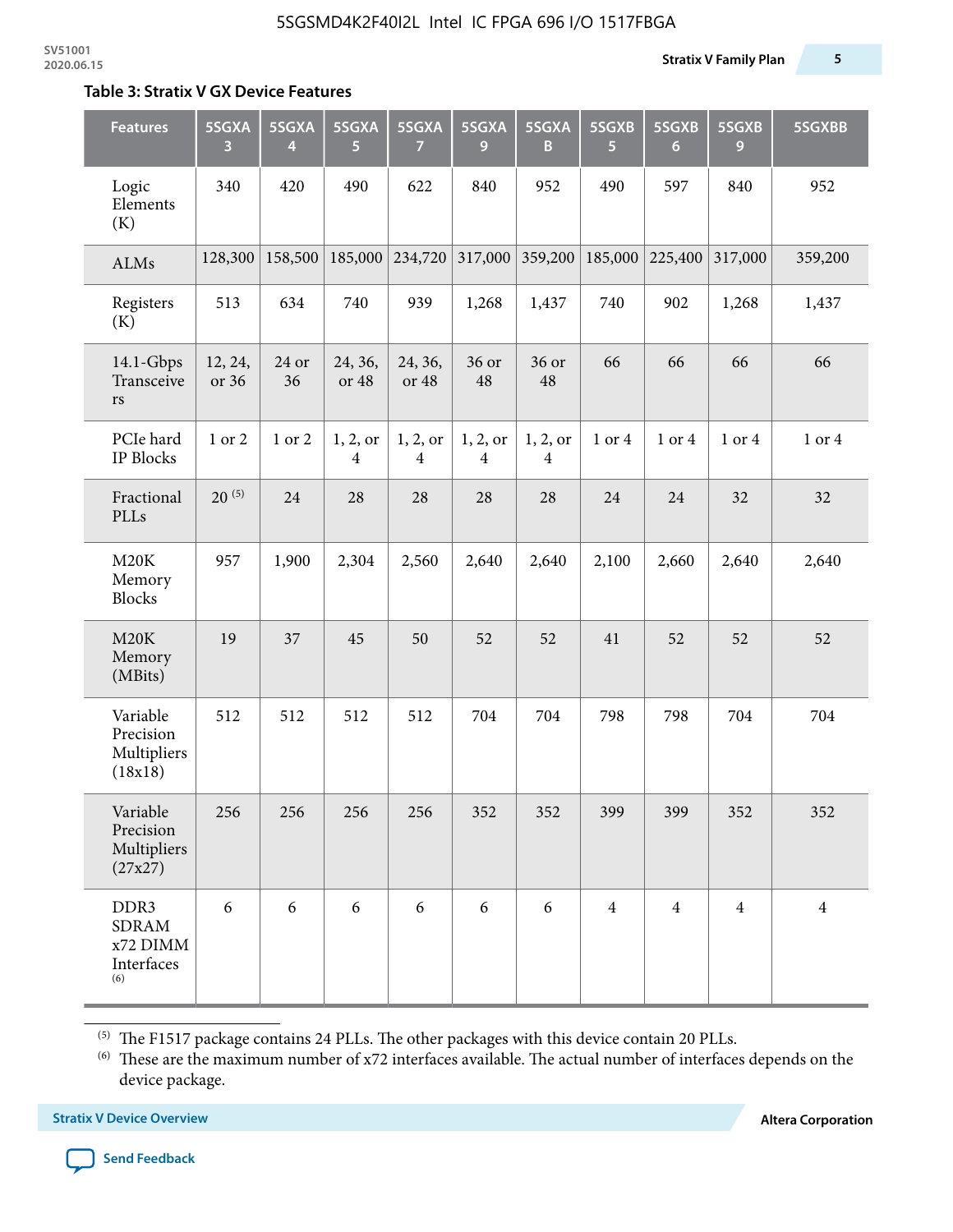### Table 3: Stratix V GX Device Features

| Features | 5SGXA 3 | 5SGXA 4 | 5SGXA 5 | 5SGXA 7 | 5SGXA 9 | 5SGXA B | 5SGXB 5 | 5SGXB 6 | 5SGXB 9 | 5SGXBB |
|---|---|---|---|---|---|---|---|---|---|---|
| Logic Elements (K) | 340 | 420 | 490 | 622 | 840 | 952 | 490 | 597 | 840 | 952 |
| ALMs | 128,300 | 158,500 | 185,000 | 234,720 | 317,000 | 359,200 | 185,000 | 225,400 | 317,000 | 359,200 |
| Registers (K) | 513 | 634 | 740 | 939 | 1,268 | 1,437 | 740 | 902 | 1,268 | 1,437 |
| 14.1-Gbps Transceivers | 12, 24, or 36 | 24 or 36 | 24, 36, or 48 | 24, 36, or 48 | 36 or 48 | 36 or 48 | 66 | 66 | 66 | 66 |
| PCIe hard IP Blocks | 1 or 2 | 1 or 2 | 1, 2, or 4 | 1, 2, or 4 | 1, 2, or 4 | 1, 2, or 4 | 1 or 4 | 1 or 4 | 1 or 4 | 1 or 4 |
| Fractional PLLs | 20 (5) | 24 | 28 | 28 | 28 | 28 | 24 | 24 | 32 | 32 |
| M20K Memory Blocks | 957 | 1,900 | 2,304 | 2,560 | 2,640 | 2,640 | 2,100 | 2,660 | 2,640 | 2,640 |
| M20K Memory (MBits) | 19 | 37 | 45 | 50 | 52 | 52 | 41 | 52 | 52 | 52 |
| Variable Precision Multipliers (18x18) | 512 | 512 | 512 | 512 | 704 | 704 | 798 | 798 | 704 | 704 |
| Variable Precision Multipliers (27x27) | 256 | 256 | 256 | 256 | 352 | 352 | 399 | 399 | 352 | 352 |
| DDR3 SDRAM x72 DIMM Interfaces (6) | 6 | 6 | 6 | 6 | 6 | 6 | 4 | 4 | 4 | 4 |

(5) The F1517 package contains 24 PLLs. The other packages with this device contain 20 PLLs.

(6) These are the maximum number of x72 interfaces available. The actual number of interfaces depends on the device package.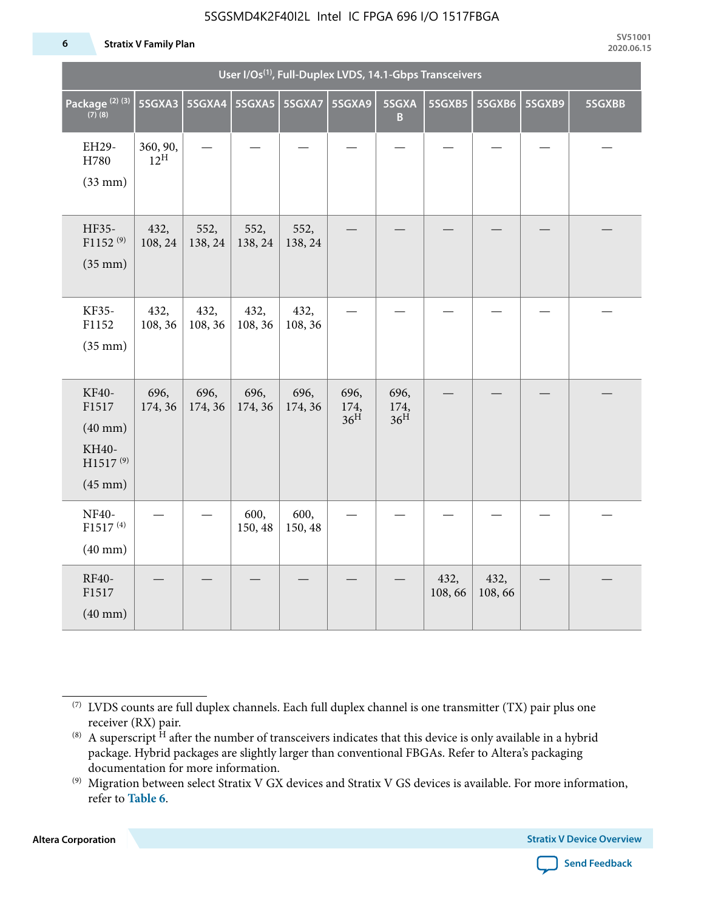| User I/Os(1), Full-Duplex LVDS, 14.1-Gbps Transceivers | | | | | | | | | | |
|---|---|---|---|---|---|---|---|---|---|---|
| Package (2) (3) (7) (8) | 5SGXA3 | 5SGXA4 | 5SGXA5 | 5SGXA7 | 5SGXA9 | 5SGXAB | 5SGXB5 | 5SGXB6 | 5SGXB9 | 5SGXBB |
| EH29-H780 (33 mm) | 360, 90, 12[H] | — | — | — | — | — | — | — | — | — |
| HF35-F1152 (9) (35 mm) | 432, 108, 24 | 552, 138, 24 | 552, 138, 24 | 552, 138, 24 | — | — | — | — | — | — |
| KF35-F1152 (35 mm) | 432, 108, 36 | 432, 108, 36 | 432, 108, 36 | 432, 108, 36 | — | — | — | — | — | — |
| KF40-F1517 (40 mm) KH40-H1517 (9) (45 mm) | 696, 174, 36 | 696, 174, 36 | 696, 174, 36 | 696, 174, 36 | 696, 174, 36[H] | 696, 174, 36[H] | — | — | — | — |
| NF40-F1517 (4) (40 mm) | — | — | 600, 150, 48 | 600, 150, 48 | — | — | — | — | — | — |
| RF40-F1517 (40 mm) | — | — | — | — | — | — | 432, 108, 66 | 432, 108, 66 | — | — |

(7) LVDS counts are full duplex channels. Each full duplex channel is one transmitter (TX) pair plus one receiver (RX) pair.

(8) A superscript H after the number of transceivers indicates that this device is only available in a hybrid package. Hybrid packages are slightly larger than conventional FBGAs. Refer to Altera's packaging documentation for more information.

(9) Migration between select Stratix V GX devices and Stratix V GS devices is available. For more information, refer to **Table 6**.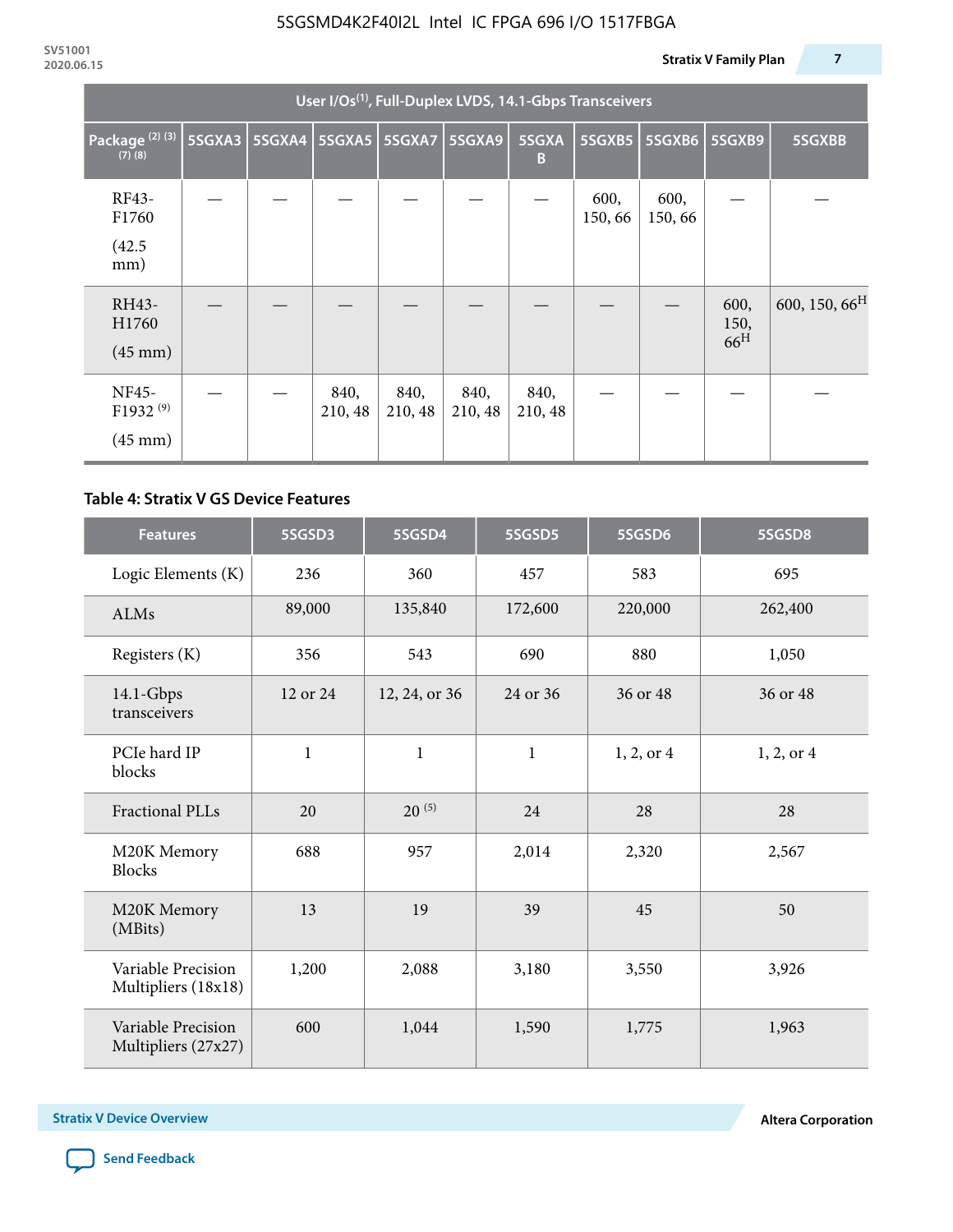| User I/Os[1], Full-Duplex LVDS, 14.1-Gbps Transceivers | | | | | | | | | | |
|---|---|---|---|---|---|---|---|---|---|---|
| Package [2] [3] [7] [8] | 5SGXA3 | 5SGXA4 | 5SGXA5 | 5SGXA7 | 5SGXA9 | 5SGXAB | 5SGXB5 | 5SGXB6 | 5SGXB9 | 5SGXBB |
| RF43-F1760 (42.5 mm) | — | — | — | — | — | — | 600, 150, 66 | 600, 150, 66 | — | — |
| RH43-H1760 (45 mm) | — | — | — | — | — | — | — | — | 600, 150, 66[H] | 600, 150, 66[H] |
| NF45-F1932 [9] (45 mm) | — | — | 840, 210, 48 | 840, 210, 48 | 840, 210, 48 | 840, 210, 48 | — | — | — | — |

### Table 4: Stratix V GS Device Features

| Features | 5SGSD3 | 5SGSD4 | 5SGSD5 | 5SGSD6 | 5SGSD8 |
|---|---|---|---|---|---|
| Logic Elements (K) | 236 | 360 | 457 | 583 | 695 |
| ALMs | 89,000 | 135,840 | 172,600 | 220,000 | 262,400 |
| Registers (K) | 356 | 543 | 690 | 880 | 1,050 |
| 14.1-Gbps transceivers | 12 or 24 | 12, 24, or 36 | 24 or 36 | 36 or 48 | 36 or 48 |
| PCIe hard IP blocks | 1 | 1 | 1 | 1, 2, or 4 | 1, 2, or 4 |
| Fractional PLLs | 20 | 20 [5] | 24 | 28 | 28 |
| M20K Memory Blocks | 688 | 957 | 2,014 | 2,320 | 2,567 |
| M20K Memory (MBits) | 13 | 19 | 39 | 45 | 50 |
| Variable Precision Multipliers (18x18) | 1,200 | 2,088 | 3,180 | 3,550 | 3,926 |
| Variable Precision Multipliers (27x27) | 600 | 1,044 | 1,590 | 1,775 | 1,963 |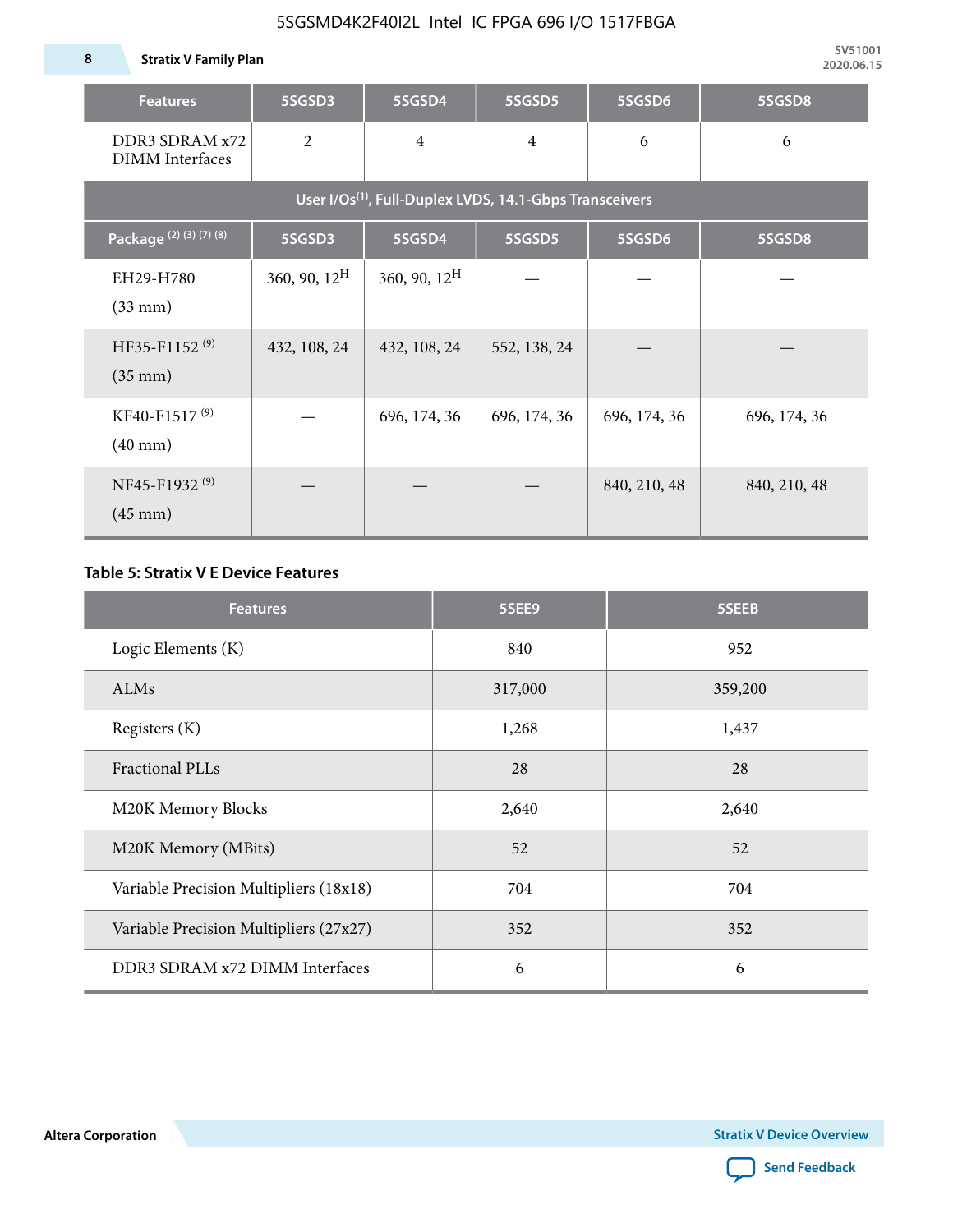| Features | 5SGSD3 | 5SGSD4 | 5SGSD5 | 5SGSD6 | 5SGSD8 |
|---|---|---|---|---|---|
| DDR3 SDRAM x72 DIMM Interfaces | 2 | 4 | 4 | 6 | 6 |
| User I/Os[1], Full-Duplex LVDS, 14.1-Gbps Transceivers | | | | | |
| Package [2] [3] [7] [8] | 5SGSD3 | 5SGSD4 | 5SGSD5 | 5SGSD6 | 5SGSD8 |
| EH29-H780 (33 mm) | 360, 90, 12[H] | 360, 90, 12[H] | — | — | — |
| HF35-F1152 [9] (35 mm) | 432, 108, 24 | 432, 108, 24 | 552, 138, 24 | — | — |
| KF40-F1517 [9] (40 mm) | — | 696, 174, 36 | 696, 174, 36 | 696, 174, 36 | 696, 174, 36 |
| NF45-F1932 [9] (45 mm) | — | — | — | 840, 210, 48 | 840, 210, 48 |

**Table 5: Stratix V E Device Features**

| Features | 5SEE9 | 5SEEB |
|---|---|---|
| Logic Elements (K) | 840 | 952 |
| ALMs | 317,000 | 359,200 |
| Registers (K) | 1,268 | 1,437 |
| Fractional PLLs | 28 | 28 |
| M20K Memory Blocks | 2,640 | 2,640 |
| M20K Memory (MBits) | 52 | 52 |
| Variable Precision Multipliers (18x18) | 704 | 704 |
| Variable Precision Multipliers (27x27) | 352 | 352 |
| DDR3 SDRAM x72 DIMM Interfaces | 6 | 6 |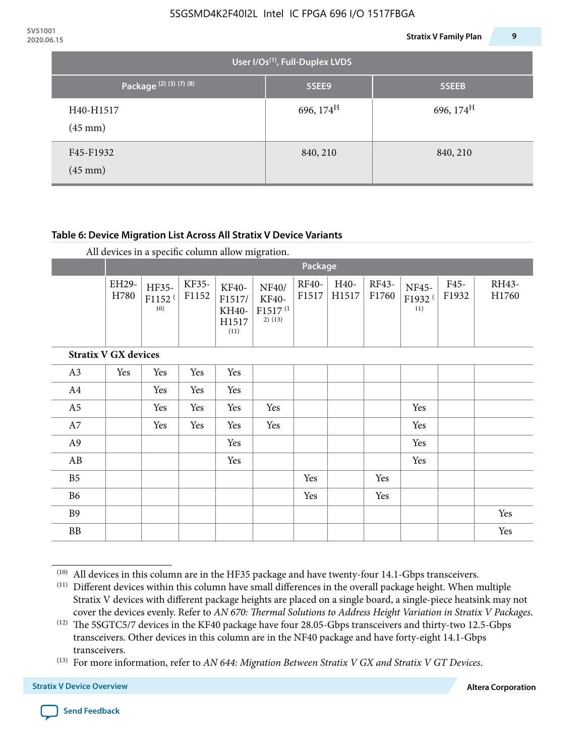| User I/Os(1), Full-Duplex LVDS | | |
|---|---|---|
| Package (2) (3) (7) (8) | 5SEE9 | 5SEEB |
| H40-H1517 (45 mm) | 696, 174[H] | 696, 174[H] |
| F45-F1932 (45 mm) | 840, 210 | 840, 210 |

**Table 6: Device Migration List Across All Stratix V Device Variants**

All devices in a specific column allow migration.

| | Package | | | | | | | | | | |
|---|---|---|---|---|---|---|---|---|---|---|---|
| | EH29-H780 | HF35-F1152 (10) | KF35-F1152 | KF40-F1517/ KH40-H1517 (11) | NF40/ KF40-F1517 (12) (13) | RF40-F1517 | H40-H1517 | RF43-F1760 | NF45-F1932 (11) | F45-F1932 | RH43-H1760 |
| **Stratix V GX devices** | | | | | | | | | | | |
| A3 | Yes | Yes | Yes | Yes | | | | | | | |
| A4 | | Yes | Yes | Yes | | | | | | | |
| A5 | | Yes | Yes | Yes | Yes | | | | Yes | | |
| A7 | | Yes | Yes | Yes | Yes | | | | Yes | | |
| A9 | | | | Yes | | | | | Yes | | |
| AB | | | | Yes | | | | | Yes | | |
| B5 | | | | | | Yes | | Yes | | | |
| B6 | | | | | | Yes | | Yes | | | |
| B9 | | | | | | | | | | | Yes |
| BB | | | | | | | | | | | Yes |

(10) All devices in this column are in the HF35 package and have twenty-four 14.1-Gbps transceivers.

(11) Different devices within this column have small differences in the overall package height. When multiple Stratix V devices with different package heights are placed on a single board, a single-piece heatsink may not cover the devices evenly. Refer to *AN 670: Thermal Solutions to Address Height Variation in Stratix V Packages*.

(12) The 5SGTC5/7 devices in the KF40 package have four 28.05-Gbps transceivers and thirty-two 12.5-Gbps transceivers. Other devices in this column are in the NF40 package and have forty-eight 14.1-Gbps transceivers.

(13) For more information, refer to *AN 644: Migration Between Stratix V GX and Stratix V GT Devices*.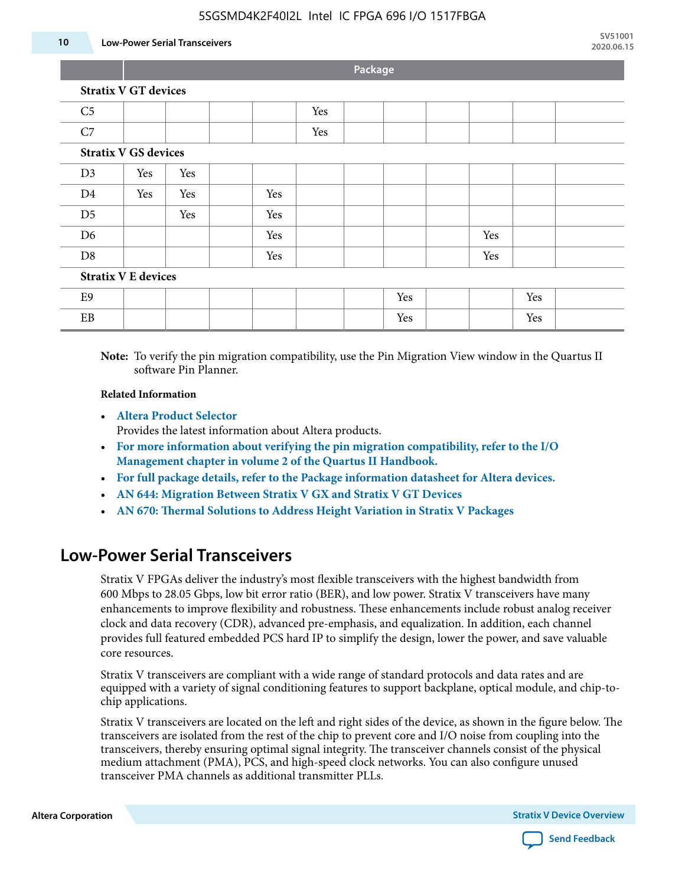| | Package | | | | | | | | | | |
|---|---|---|---|---|---|---|---|---|---|---|---|
| **Stratix V GT devices** | | | | | | | | | | | |
| C5 | | | | | Yes | | | | | | |
| C7 | | | | | Yes | | | | | | |
| **Stratix V GS devices** | | | | | | | | | | | |
| D3 | Yes | Yes | | | | | | | | | |
| D4 | Yes | Yes | | Yes | | | | | | | |
| D5 | | Yes | | Yes | | | | | | | |
| D6 | | | | Yes | | | | | Yes | | |
| D8 | | | | Yes | | | | | Yes | | |
| **Stratix V E devices** | | | | | | | | | | | |
| E9 | | | | | | | Yes | | | Yes | |
| EB | | | | | | | Yes | | | Yes | |

**Note:** To verify the pin migration compatibility, use the Pin Migration View window in the Quartus II software Pin Planner.

**Related Information**

- **Altera Product Selector**
  Provides the latest information about Altera products.
- **For more information about verifying the pin migration compatibility, refer to the I/O Management chapter in volume 2 of the Quartus II Handbook.**
- **For full package details, refer to the Package information datasheet for Altera devices.**
- **AN 644: Migration Between Stratix V GX and Stratix V GT Devices**
- **AN 670: Thermal Solutions to Address Height Variation in Stratix V Packages**

## Low-Power Serial Transceivers

Stratix V FPGAs deliver the industry's most flexible transceivers with the highest bandwidth from 600 Mbps to 28.05 Gbps, low bit error ratio (BER), and low power. Stratix V transceivers have many enhancements to improve flexibility and robustness. These enhancements include robust analog receiver clock and data recovery (CDR), advanced pre-emphasis, and equalization. In addition, each channel provides full featured embedded PCS hard IP to simplify the design, lower the power, and save valuable core resources.

Stratix V transceivers are compliant with a wide range of standard protocols and data rates and are equipped with a variety of signal conditioning features to support backplane, optical module, and chip-to-chip applications.

Stratix V transceivers are located on the left and right sides of the device, as shown in the figure below. The transceivers are isolated from the rest of the chip to prevent core and I/O noise from coupling into the transceivers, thereby ensuring optimal signal integrity. The transceiver channels consist of the physical medium attachment (PMA), PCS, and high-speed clock networks. You can also configure unused transceiver PMA channels as additional transmitter PLLs.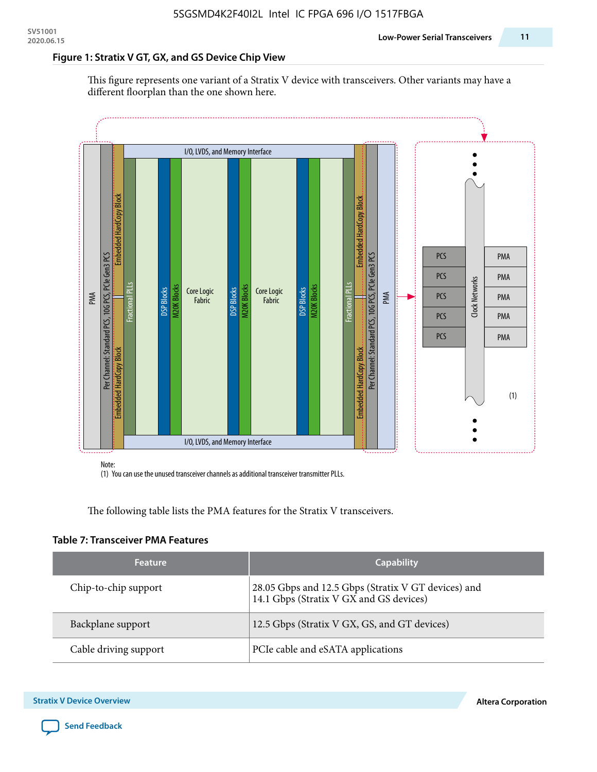### Figure 1: Stratix V GT, GX, and GS Device Chip View

This figure represents one variant of a Stratix V device with transceivers. Other variants may have a different floorplan than the one shown here.

PMA | Per Channel: Standard PCS, 10G PCS, PCIe Gen3 PCS | Embedded HardCopy Block | Fractional PLLs | DSP Blocks | M20K Blocks | Core Logic Fabric | I/O, LVDS, and Memory Interface | Clock Networks | PCS | PMA

Note:
(1) You can use the unused transceiver channels as additional transceiver transmitter PLLs.

The following table lists the PMA features for the Stratix V transceivers.

### Table 7: Transceiver PMA Features

| Feature | Capability |
|---|---|
| Chip-to-chip support | 28.05 Gbps and 12.5 Gbps (Stratix V GT devices) and 14.1 Gbps (Stratix V GX and GS devices) |
| Backplane support | 12.5 Gbps (Stratix V GX, GS, and GT devices) |
| Cable driving support | PCIe cable and eSATA applications |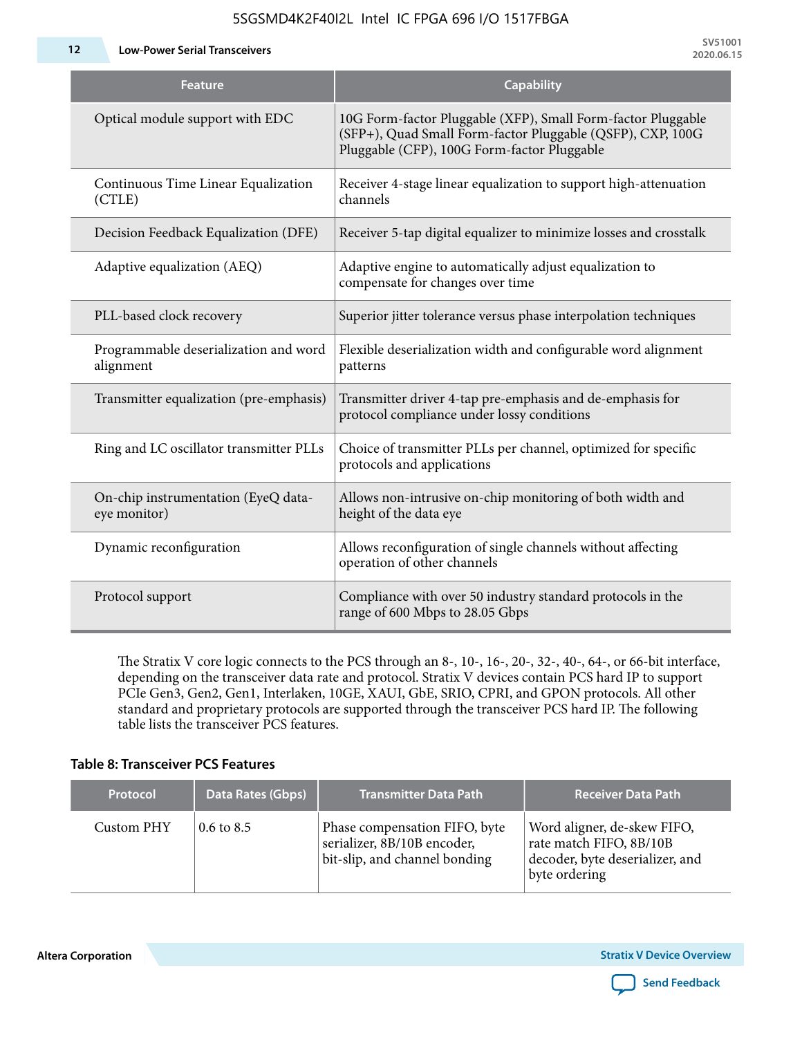| Feature | Capability |
|---|---|
| Optical module support with EDC | 10G Form-factor Pluggable (XFP), Small Form-factor Pluggable (SFP+), Quad Small Form-factor Pluggable (QSFP), CXP, 100G Pluggable (CFP), 100G Form-factor Pluggable |
| Continuous Time Linear Equalization (CTLE) | Receiver 4-stage linear equalization to support high-attenuation channels |
| Decision Feedback Equalization (DFE) | Receiver 5-tap digital equalizer to minimize losses and crosstalk |
| Adaptive equalization (AEQ) | Adaptive engine to automatically adjust equalization to compensate for changes over time |
| PLL-based clock recovery | Superior jitter tolerance versus phase interpolation techniques |
| Programmable deserialization and word alignment | Flexible deserialization width and configurable word alignment patterns |
| Transmitter equalization (pre-emphasis) | Transmitter driver 4-tap pre-emphasis and de-emphasis for protocol compliance under lossy conditions |
| Ring and LC oscillator transmitter PLLs | Choice of transmitter PLLs per channel, optimized for specific protocols and applications |
| On-chip instrumentation (EyeQ data-eye monitor) | Allows non-intrusive on-chip monitoring of both width and height of the data eye |
| Dynamic reconfiguration | Allows reconfiguration of single channels without affecting operation of other channels |
| Protocol support | Compliance with over 50 industry standard protocols in the range of 600 Mbps to 28.05 Gbps |

The Stratix V core logic connects to the PCS through an 8-, 10-, 16-, 20-, 32-, 40-, 64-, or 66-bit interface, depending on the transceiver data rate and protocol. Stratix V devices contain PCS hard IP to support PCIe Gen3, Gen2, Gen1, Interlaken, 10GE, XAUI, GbE, SRIO, CPRI, and GPON protocols. All other standard and proprietary protocols are supported through the transceiver PCS hard IP. The following table lists the transceiver PCS features.

**Table 8: Transceiver PCS Features**

| Protocol | Data Rates (Gbps) | Transmitter Data Path | Receiver Data Path |
|---|---|---|---|
| Custom PHY | 0.6 to 8.5 | Phase compensation FIFO, byte serializer, 8B/10B encoder, bit-slip, and channel bonding | Word aligner, de-skew FIFO, rate match FIFO, 8B/10B decoder, byte deserializer, and byte ordering |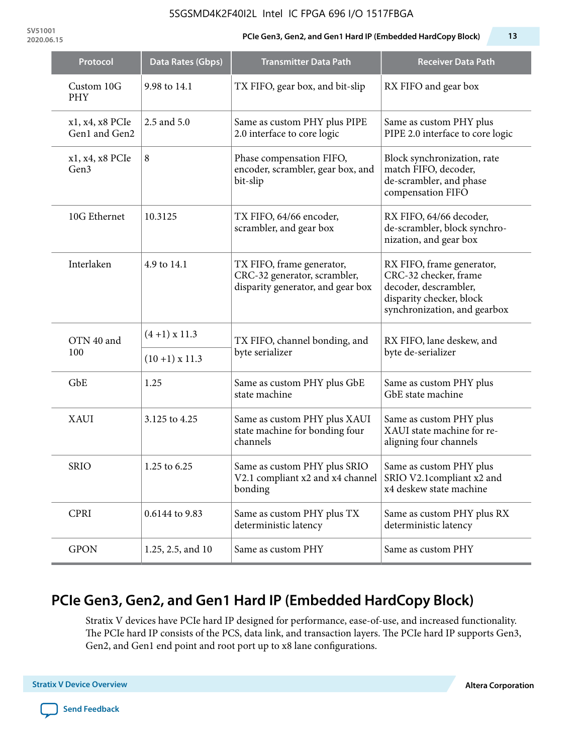| Protocol | Data Rates (Gbps) | Transmitter Data Path | Receiver Data Path |
|---|---|---|---|
| Custom 10G PHY | 9.98 to 14.1 | TX FIFO, gear box, and bit-slip | RX FIFO and gear box |
| x1, x4, x8 PCIe Gen1 and Gen2 | 2.5 and 5.0 | Same as custom PHY plus PIPE 2.0 interface to core logic | Same as custom PHY plus PIPE 2.0 interface to core logic |
| x1, x4, x8 PCIe Gen3 | 8 | Phase compensation FIFO, encoder, scrambler, gear box, and bit-slip | Block synchronization, rate match FIFO, decoder, de-scrambler, and phase compensation FIFO |
| 10G Ethernet | 10.3125 | TX FIFO, 64/66 encoder, scrambler, and gear box | RX FIFO, 64/66 decoder, de-scrambler, block synchro-nization, and gear box |
| Interlaken | 4.9 to 14.1 | TX FIFO, frame generator, CRC-32 generator, scrambler, disparity generator, and gear box | RX FIFO, frame generator, CRC-32 checker, frame decoder, descrambler, disparity checker, block synchronization, and gearbox |
| OTN 40 and 100 | (4 +1) x 11.3 | TX FIFO, channel bonding, and byte serializer | RX FIFO, lane deskew, and byte de-serializer |
| | (10 +1) x 11.3 | | |
| GbE | 1.25 | Same as custom PHY plus GbE state machine | Same as custom PHY plus GbE state machine |
| XAUI | 3.125 to 4.25 | Same as custom PHY plus XAUI state machine for bonding four channels | Same as custom PHY plus XAUI state machine for re-aligning four channels |
| SRIO | 1.25 to 6.25 | Same as custom PHY plus SRIO V2.1 compliant x2 and x4 channel bonding | Same as custom PHY plus SRIO V2.1compliant x2 and x4 deskew state machine |
| CPRI | 0.6144 to 9.83 | Same as custom PHY plus TX deterministic latency | Same as custom PHY plus RX deterministic latency |
| GPON | 1.25, 2.5, and 10 | Same as custom PHY | Same as custom PHY |

## PCIe Gen3, Gen2, and Gen1 Hard IP (Embedded HardCopy Block)

Stratix V devices have PCIe hard IP designed for performance, ease-of-use, and increased functionality. The PCIe hard IP consists of the PCS, data link, and transaction layers. The PCIe hard IP supports Gen3, Gen2, and Gen1 end point and root port up to x8 lane configurations.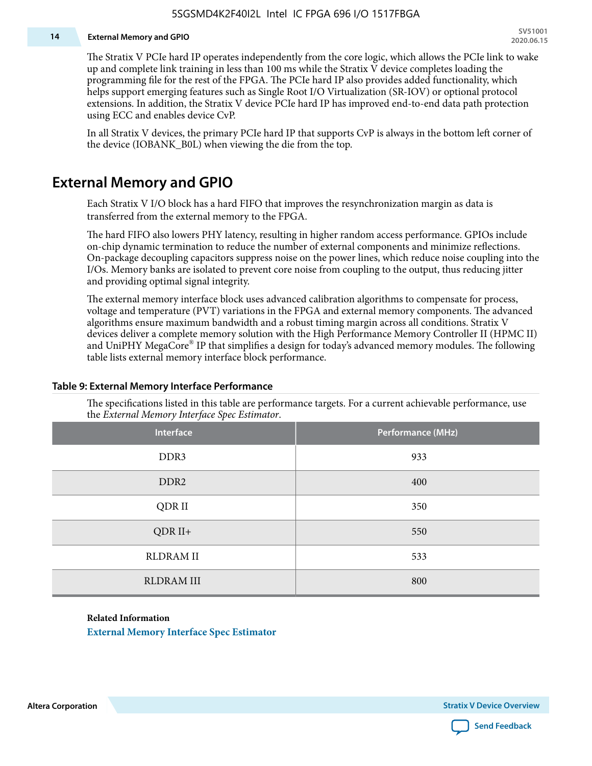The Stratix V PCIe hard IP operates independently from the core logic, which allows the PCIe link to wake up and complete link training in less than 100 ms while the Stratix V device completes loading the programming file for the rest of the FPGA. The PCIe hard IP also provides added functionality, which helps support emerging features such as Single Root I/O Virtualization (SR-IOV) or optional protocol extensions. In addition, the Stratix V device PCIe hard IP has improved end-to-end data path protection using ECC and enables device CvP.

In all Stratix V devices, the primary PCIe hard IP that supports CvP is always in the bottom left corner of the device (IOBANK_B0L) when viewing the die from the top.

## External Memory and GPIO

Each Stratix V I/O block has a hard FIFO that improves the resynchronization margin as data is transferred from the external memory to the FPGA.

The hard FIFO also lowers PHY latency, resulting in higher random access performance. GPIOs include on-chip dynamic termination to reduce the number of external components and minimize reflections. On-package decoupling capacitors suppress noise on the power lines, which reduce noise coupling into the I/Os. Memory banks are isolated to prevent core noise from coupling to the output, thus reducing jitter and providing optimal signal integrity.

The external memory interface block uses advanced calibration algorithms to compensate for process, voltage and temperature (PVT) variations in the FPGA and external memory components. The advanced algorithms ensure maximum bandwidth and a robust timing margin across all conditions. Stratix V devices deliver a complete memory solution with the High Performance Memory Controller II (HPMC II) and UniPHY MegaCore® IP that simplifies a design for today's advanced memory modules. The following table lists external memory interface block performance.

**Table 9: External Memory Interface Performance**

The specifications listed in this table are performance targets. For a current achievable performance, use the *External Memory Interface Spec Estimator*.

| Interface | Performance (MHz) |
|---|---|
| DDR3 | 933 |
| DDR2 | 400 |
| QDR II | 350 |
| QDR II+ | 550 |
| RLDRAM II | 533 |
| RLDRAM III | 800 |

**Related Information**

External Memory Interface Spec Estimator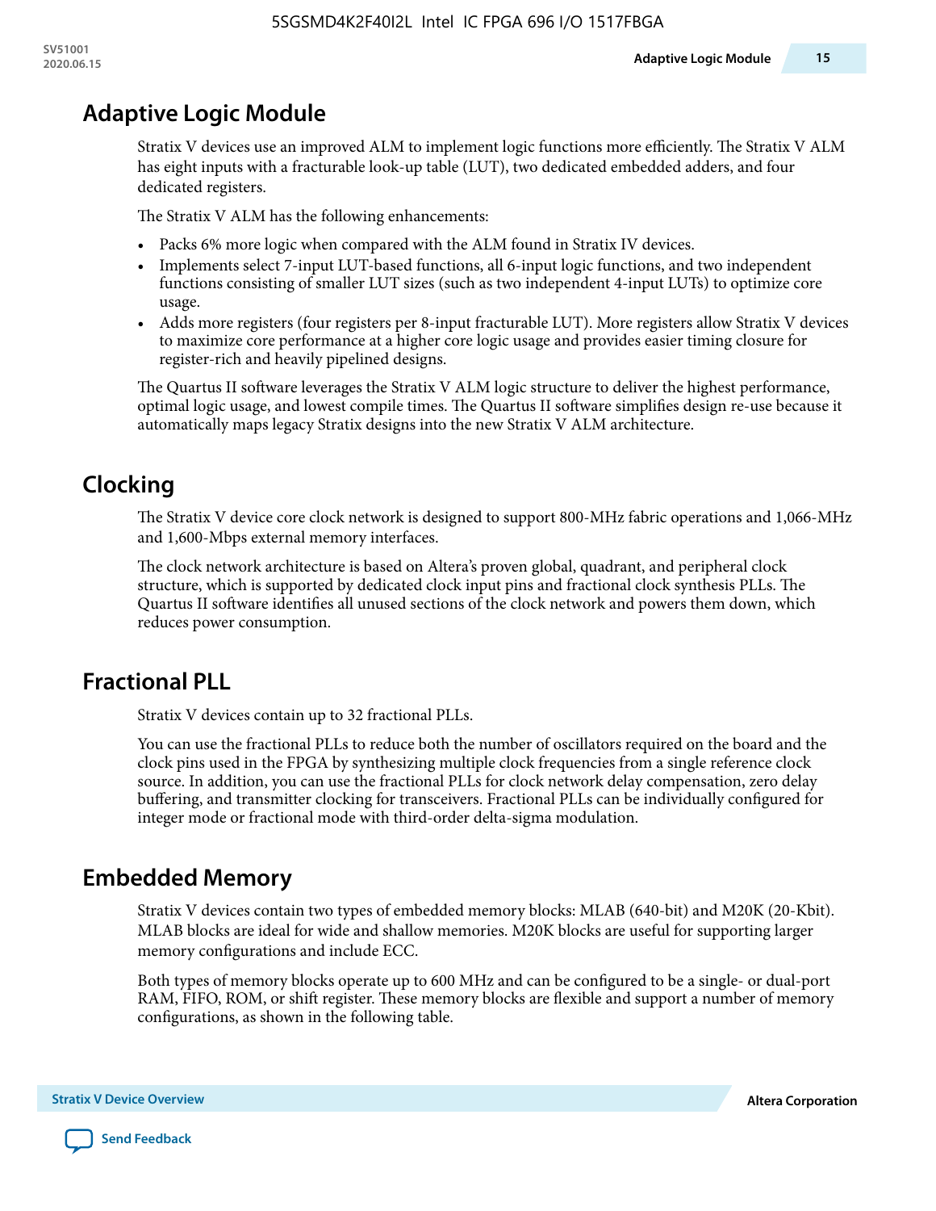# Adaptive Logic Module

Stratix V devices use an improved ALM to implement logic functions more efficiently. The Stratix V ALM has eight inputs with a fracturable look-up table (LUT), two dedicated embedded adders, and four dedicated registers.

The Stratix V ALM has the following enhancements:

- Packs 6% more logic when compared with the ALM found in Stratix IV devices.
- Implements select 7-input LUT-based functions, all 6-input logic functions, and two independent functions consisting of smaller LUT sizes (such as two independent 4-input LUTs) to optimize core usage.
- Adds more registers (four registers per 8-input fracturable LUT). More registers allow Stratix V devices to maximize core performance at a higher core logic usage and provides easier timing closure for register-rich and heavily pipelined designs.

The Quartus II software leverages the Stratix V ALM logic structure to deliver the highest performance, optimal logic usage, and lowest compile times. The Quartus II software simplifies design re-use because it automatically maps legacy Stratix designs into the new Stratix V ALM architecture.

# Clocking

The Stratix V device core clock network is designed to support 800-MHz fabric operations and 1,066-MHz and 1,600-Mbps external memory interfaces.

The clock network architecture is based on Altera's proven global, quadrant, and peripheral clock structure, which is supported by dedicated clock input pins and fractional clock synthesis PLLs. The Quartus II software identifies all unused sections of the clock network and powers them down, which reduces power consumption.

# Fractional PLL

Stratix V devices contain up to 32 fractional PLLs.

You can use the fractional PLLs to reduce both the number of oscillators required on the board and the clock pins used in the FPGA by synthesizing multiple clock frequencies from a single reference clock source. In addition, you can use the fractional PLLs for clock network delay compensation, zero delay buffering, and transmitter clocking for transceivers. Fractional PLLs can be individually configured for integer mode or fractional mode with third-order delta-sigma modulation.

# Embedded Memory

Stratix V devices contain two types of embedded memory blocks: MLAB (640-bit) and M20K (20-Kbit). MLAB blocks are ideal for wide and shallow memories. M20K blocks are useful for supporting larger memory configurations and include ECC.

Both types of memory blocks operate up to 600 MHz and can be configured to be a single- or dual-port RAM, FIFO, ROM, or shift register. These memory blocks are flexible and support a number of memory configurations, as shown in the following table.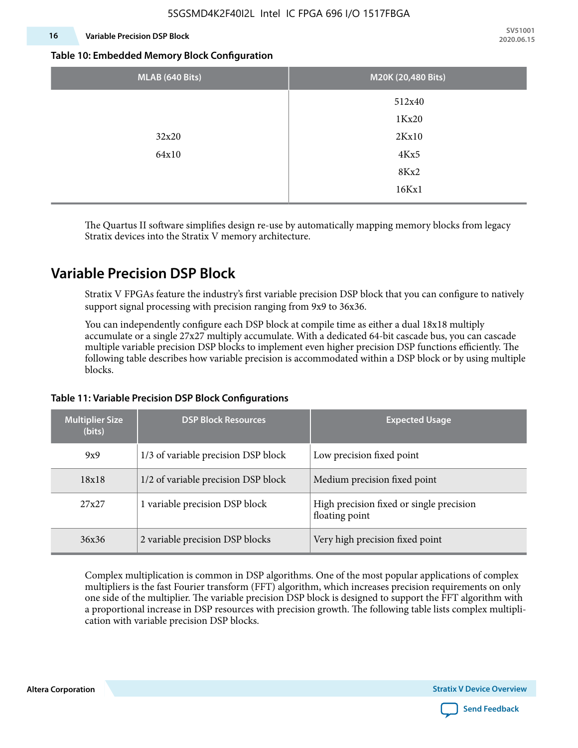**Table 10: Embedded Memory Block Configuration**

| MLAB (640 Bits) | M20K (20,480 Bits) |
|---|---|
| 32x20<br>64x10 | 512x40<br>1Kx20<br>2Kx10<br>4Kx5<br>8Kx2<br>16Kx1 |

The Quartus II software simplifies design re-use by automatically mapping memory blocks from legacy Stratix devices into the Stratix V memory architecture.

## Variable Precision DSP Block

Stratix V FPGAs feature the industry's first variable precision DSP block that you can configure to natively support signal processing with precision ranging from 9x9 to 36x36.

You can independently configure each DSP block at compile time as either a dual 18x18 multiply accumulate or a single 27x27 multiply accumulate. With a dedicated 64-bit cascade bus, you can cascade multiple variable precision DSP blocks to implement even higher precision DSP functions efficiently. The following table describes how variable precision is accommodated within a DSP block or by using multiple blocks.

**Table 11: Variable Precision DSP Block Configurations**

| Multiplier Size (bits) | DSP Block Resources | Expected Usage |
|---|---|---|
| 9x9 | 1/3 of variable precision DSP block | Low precision fixed point |
| 18x18 | 1/2 of variable precision DSP block | Medium precision fixed point |
| 27x27 | 1 variable precision DSP block | High precision fixed or single precision floating point |
| 36x36 | 2 variable precision DSP blocks | Very high precision fixed point |

Complex multiplication is common in DSP algorithms. One of the most popular applications of complex multipliers is the fast Fourier transform (FFT) algorithm, which increases precision requirements on only one side of the multiplier. The variable precision DSP block is designed to support the FFT algorithm with a proportional increase in DSP resources with precision growth. The following table lists complex multiplication with variable precision DSP blocks.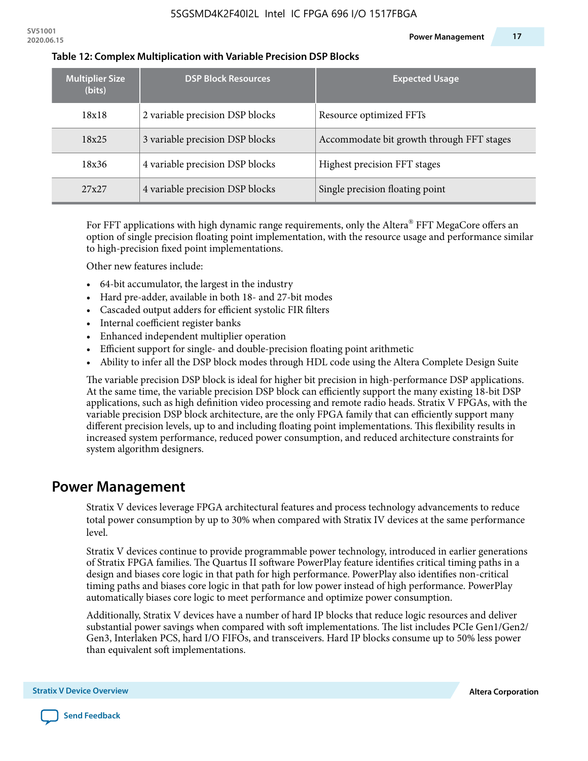**Table 12: Complex Multiplication with Variable Precision DSP Blocks**

| Multiplier Size (bits) | DSP Block Resources | Expected Usage |
|---|---|---|
| 18x18 | 2 variable precision DSP blocks | Resource optimized FFTs |
| 18x25 | 3 variable precision DSP blocks | Accommodate bit growth through FFT stages |
| 18x36 | 4 variable precision DSP blocks | Highest precision FFT stages |
| 27x27 | 4 variable precision DSP blocks | Single precision floating point |

For FFT applications with high dynamic range requirements, only the Altera® FFT MegaCore offers an option of single precision floating point implementation, with the resource usage and performance similar to high-precision fixed point implementations.

Other new features include:

- 64-bit accumulator, the largest in the industry
- Hard pre-adder, available in both 18- and 27-bit modes
- Cascaded output adders for efficient systolic FIR filters
- Internal coefficient register banks
- Enhanced independent multiplier operation
- Efficient support for single- and double-precision floating point arithmetic
- Ability to infer all the DSP block modes through HDL code using the Altera Complete Design Suite

The variable precision DSP block is ideal for higher bit precision in high-performance DSP applications. At the same time, the variable precision DSP block can efficiently support the many existing 18-bit DSP applications, such as high definition video processing and remote radio heads. Stratix V FPGAs, with the variable precision DSP block architecture, are the only FPGA family that can efficiently support many different precision levels, up to and including floating point implementations. This flexibility results in increased system performance, reduced power consumption, and reduced architecture constraints for system algorithm designers.

## Power Management

Stratix V devices leverage FPGA architectural features and process technology advancements to reduce total power consumption by up to 30% when compared with Stratix IV devices at the same performance level.

Stratix V devices continue to provide programmable power technology, introduced in earlier generations of Stratix FPGA families. The Quartus II software PowerPlay feature identifies critical timing paths in a design and biases core logic in that path for high performance. PowerPlay also identifies non-critical timing paths and biases core logic in that path for low power instead of high performance. PowerPlay automatically biases core logic to meet performance and optimize power consumption.

Additionally, Stratix V devices have a number of hard IP blocks that reduce logic resources and deliver substantial power savings when compared with soft implementations. The list includes PCIe Gen1/Gen2/Gen3, Interlaken PCS, hard I/O FIFOs, and transceivers. Hard IP blocks consume up to 50% less power than equivalent soft implementations.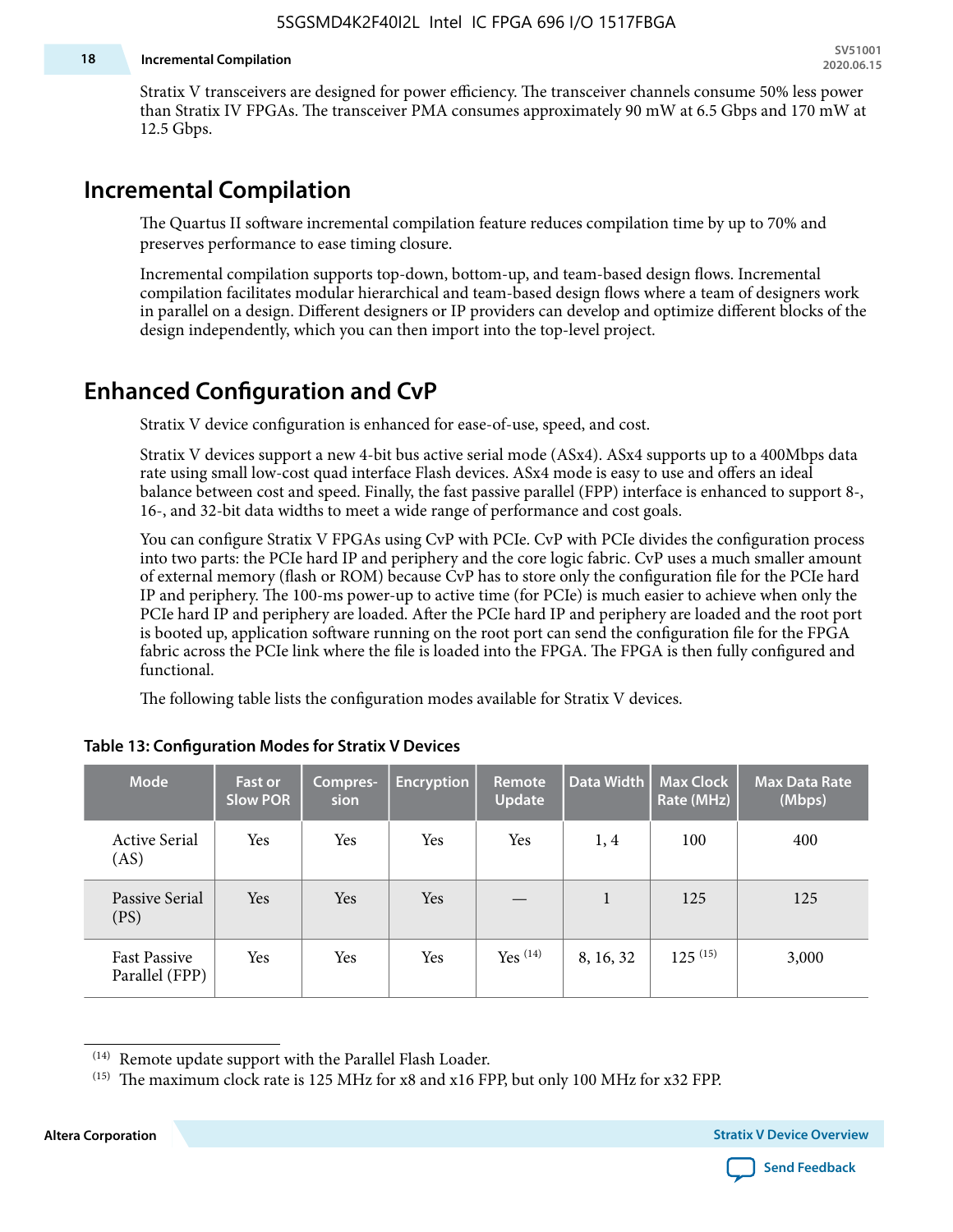Stratix V transceivers are designed for power efficiency. The transceiver channels consume 50% less power than Stratix IV FPGAs. The transceiver PMA consumes approximately 90 mW at 6.5 Gbps and 170 mW at 12.5 Gbps.

## Incremental Compilation

The Quartus II software incremental compilation feature reduces compilation time by up to 70% and preserves performance to ease timing closure.

Incremental compilation supports top-down, bottom-up, and team-based design flows. Incremental compilation facilitates modular hierarchical and team-based design flows where a team of designers work in parallel on a design. Different designers or IP providers can develop and optimize different blocks of the design independently, which you can then import into the top-level project.

## Enhanced Configuration and CvP

Stratix V device configuration is enhanced for ease-of-use, speed, and cost.

Stratix V devices support a new 4-bit bus active serial mode (ASx4). ASx4 supports up to a 400Mbps data rate using small low-cost quad interface Flash devices. ASx4 mode is easy to use and offers an ideal balance between cost and speed. Finally, the fast passive parallel (FPP) interface is enhanced to support 8-, 16-, and 32-bit data widths to meet a wide range of performance and cost goals.

You can configure Stratix V FPGAs using CvP with PCIe. CvP with PCIe divides the configuration process into two parts: the PCIe hard IP and periphery and the core logic fabric. CvP uses a much smaller amount of external memory (flash or ROM) because CvP has to store only the configuration file for the PCIe hard IP and periphery. The 100-ms power-up to active time (for PCIe) is much easier to achieve when only the PCIe hard IP and periphery are loaded. After the PCIe hard IP and periphery are loaded and the root port is booted up, application software running on the root port can send the configuration file for the FPGA fabric across the PCIe link where the file is loaded into the FPGA. The FPGA is then fully configured and functional.

The following table lists the configuration modes available for Stratix V devices.

**Table 13: Configuration Modes for Stratix V Devices**

| Mode | Fast or Slow POR | Compression | Encryption | Remote Update | Data Width | Max Clock Rate (MHz) | Max Data Rate (Mbps) |
|---|---|---|---|---|---|---|---|
| Active Serial (AS) | Yes | Yes | Yes | Yes | 1, 4 | 100 | 400 |
| Passive Serial (PS) | Yes | Yes | Yes | — | 1 | 125 | 125 |
| Fast Passive Parallel (FPP) | Yes | Yes | Yes | Yes [14] | 8, 16, 32 | 125 [15] | 3,000 |

[14] Remote update support with the Parallel Flash Loader.

[15] The maximum clock rate is 125 MHz for x8 and x16 FPP, but only 100 MHz for x32 FPP.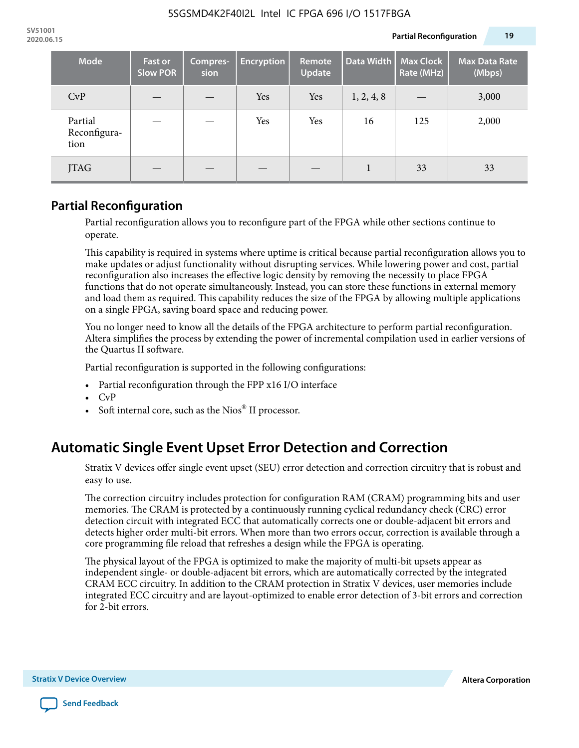| Mode | Fast or Slow POR | Compres-sion | Encryption | Remote Update | Data Width | Max Clock Rate (MHz) | Max Data Rate (Mbps) |
|---|---|---|---|---|---|---|---|
| CvP | — | — | Yes | Yes | 1, 2, 4, 8 | — | 3,000 |
| Partial Reconfigura-tion | — | — | Yes | Yes | 16 | 125 | 2,000 |
| JTAG | — | — | — | — | 1 | 33 | 33 |

## Partial Reconfiguration

Partial reconfiguration allows you to reconfigure part of the FPGA while other sections continue to operate.

This capability is required in systems where uptime is critical because partial reconfiguration allows you to make updates or adjust functionality without disrupting services. While lowering power and cost, partial reconfiguration also increases the effective logic density by removing the necessity to place FPGA functions that do not operate simultaneously. Instead, you can store these functions in external memory and load them as required. This capability reduces the size of the FPGA by allowing multiple applications on a single FPGA, saving board space and reducing power.

You no longer need to know all the details of the FPGA architecture to perform partial reconfiguration. Altera simplifies the process by extending the power of incremental compilation used in earlier versions of the Quartus II software.

Partial reconfiguration is supported in the following configurations:

- Partial reconfiguration through the FPP x16 I/O interface
- CvP
- Soft internal core, such as the Nios® II processor.

# Automatic Single Event Upset Error Detection and Correction

Stratix V devices offer single event upset (SEU) error detection and correction circuitry that is robust and easy to use.

The correction circuitry includes protection for configuration RAM (CRAM) programming bits and user memories. The CRAM is protected by a continuously running cyclical redundancy check (CRC) error detection circuit with integrated ECC that automatically corrects one or double-adjacent bit errors and detects higher order multi-bit errors. When more than two errors occur, correction is available through a core programming file reload that refreshes a design while the FPGA is operating.

The physical layout of the FPGA is optimized to make the majority of multi-bit upsets appear as independent single- or double-adjacent bit errors, which are automatically corrected by the integrated CRAM ECC circuitry. In addition to the CRAM protection in Stratix V devices, user memories include integrated ECC circuitry and are layout-optimized to enable error detection of 3-bit errors and correction for 2-bit errors.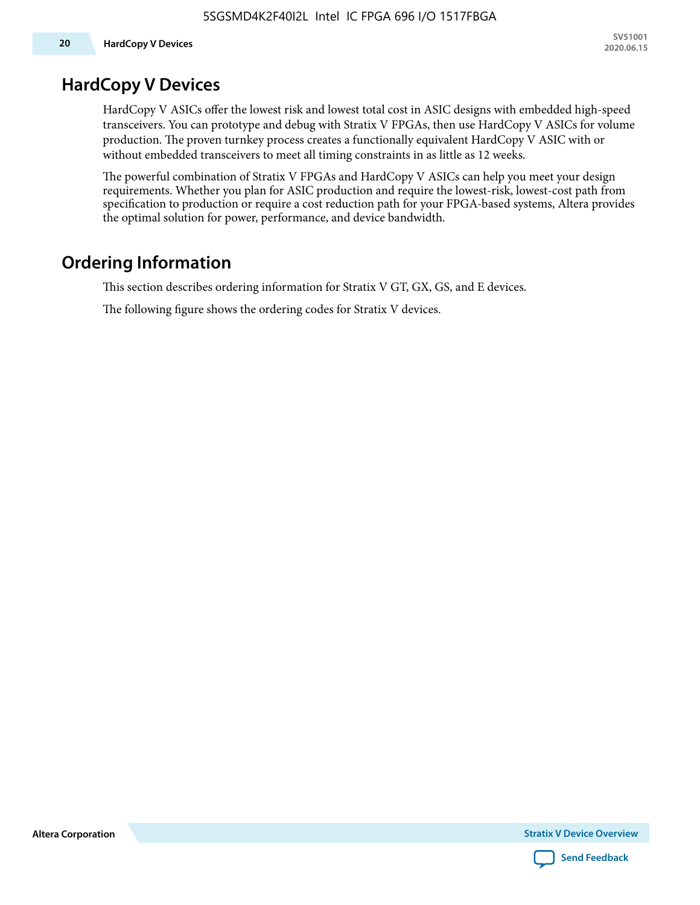# HardCopy V Devices

HardCopy V ASICs offer the lowest risk and lowest total cost in ASIC designs with embedded high-speed transceivers. You can prototype and debug with Stratix V FPGAs, then use HardCopy V ASICs for volume production. The proven turnkey process creates a functionally equivalent HardCopy V ASIC with or without embedded transceivers to meet all timing constraints in as little as 12 weeks.

The powerful combination of Stratix V FPGAs and HardCopy V ASICs can help you meet your design requirements. Whether you plan for ASIC production and require the lowest-risk, lowest-cost path from specification to production or require a cost reduction path for your FPGA-based systems, Altera provides the optimal solution for power, performance, and device bandwidth.

# Ordering Information

This section describes ordering information for Stratix V GT, GX, GS, and E devices.

The following figure shows the ordering codes for Stratix V devices.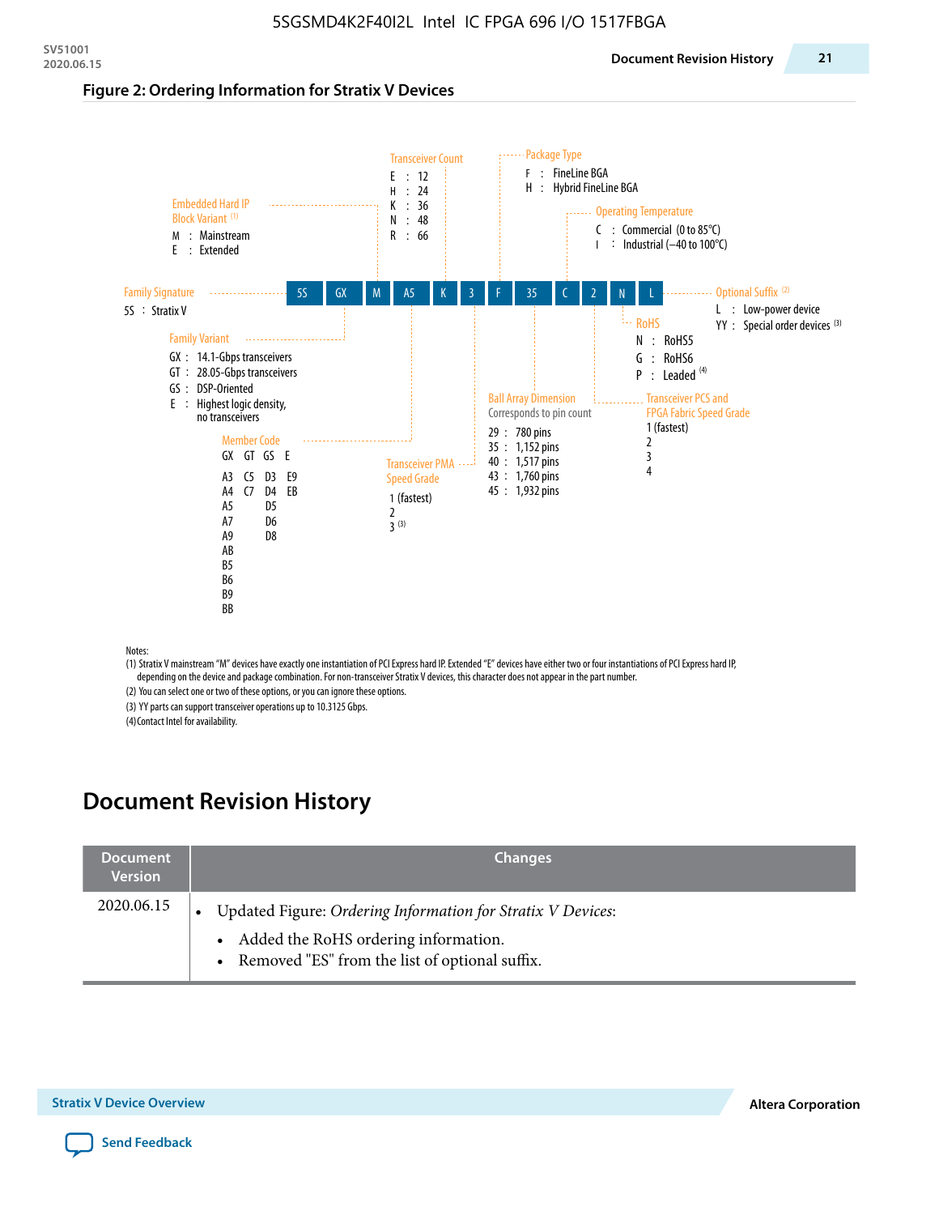**Figure 2: Ordering Information for Stratix V Devices**

5S | GX | M | A5 | K | 3 | F | 35 | C | 2 | N | L

**Family Signature**
- 5S : Stratix V

**Family Variant**
- GX : 14.1-Gbps transceivers
- GT : 28.05-Gbps transceivers
- GS : DSP-Oriented
- E : Highest logic density, no transceivers

**Embedded Hard IP Block Variant** [1]
- M : Mainstream
- E : Extended

**Member Code**

| GX | GT | GS | E |
|---|---|---|---|
| A3 | C5 | D3 | E9 |
| A4 | C7 | D4 | EB |
| A5 | | D5 | |
| A7 | | D6 | |
| A9 | | D8 | |
| AB | | | |
| B5 | | | |
| B6 | | | |
| B9 | | | |
| BB | | | |

**Transceiver Count**
- E : 12
- H : 24
- K : 36
- N : 48
- R : 66

**Transceiver PMA Speed Grade**
- 1 (fastest)
- 2
- 3 [3]

**Package Type**
- F : FineLine BGA
- H : Hybrid FineLine BGA

**Ball Array Dimension**

Corresponds to pin count
- 29 : 780 pins
- 35 : 1,152 pins
- 40 : 1,517 pins
- 43 : 1,760 pins
- 45 : 1,932 pins

**Operating Temperature**
- C : Commercial (0 to 85°C)
- I : Industrial (–40 to 100°C)

**Transceiver PCS and FPGA Fabric Speed Grade**
- 1 (fastest)
- 2
- 3
- 4

**RoHS**
- N : RoHS5
- G : RoHS6
- P : Leaded [4]

**Optional Suffix** [2]
- L : Low-power device
- YY : Special order devices [3]

Notes:
(1) Stratix V mainstream "M" devices have exactly one instantiation of PCI Express hard IP. Extended "E" devices have either two or four instantiations of PCI Express hard IP, depending on the device and package combination. For non-transceiver Stratix V devices, this character does not appear in the part number.
(2) You can select one or two of these options, or you can ignore these options.
(3) YY parts can support transceiver operations up to 10.3125 Gbps.
(4) Contact Intel for availability.

# Document Revision History

| Document Version | Changes |
|---|---|
| 2020.06.15 | • Updated Figure: *Ordering Information for Stratix V Devices*:<br>  – Added the RoHS ordering information.<br>  – Removed "ES" from the list of optional suffix. |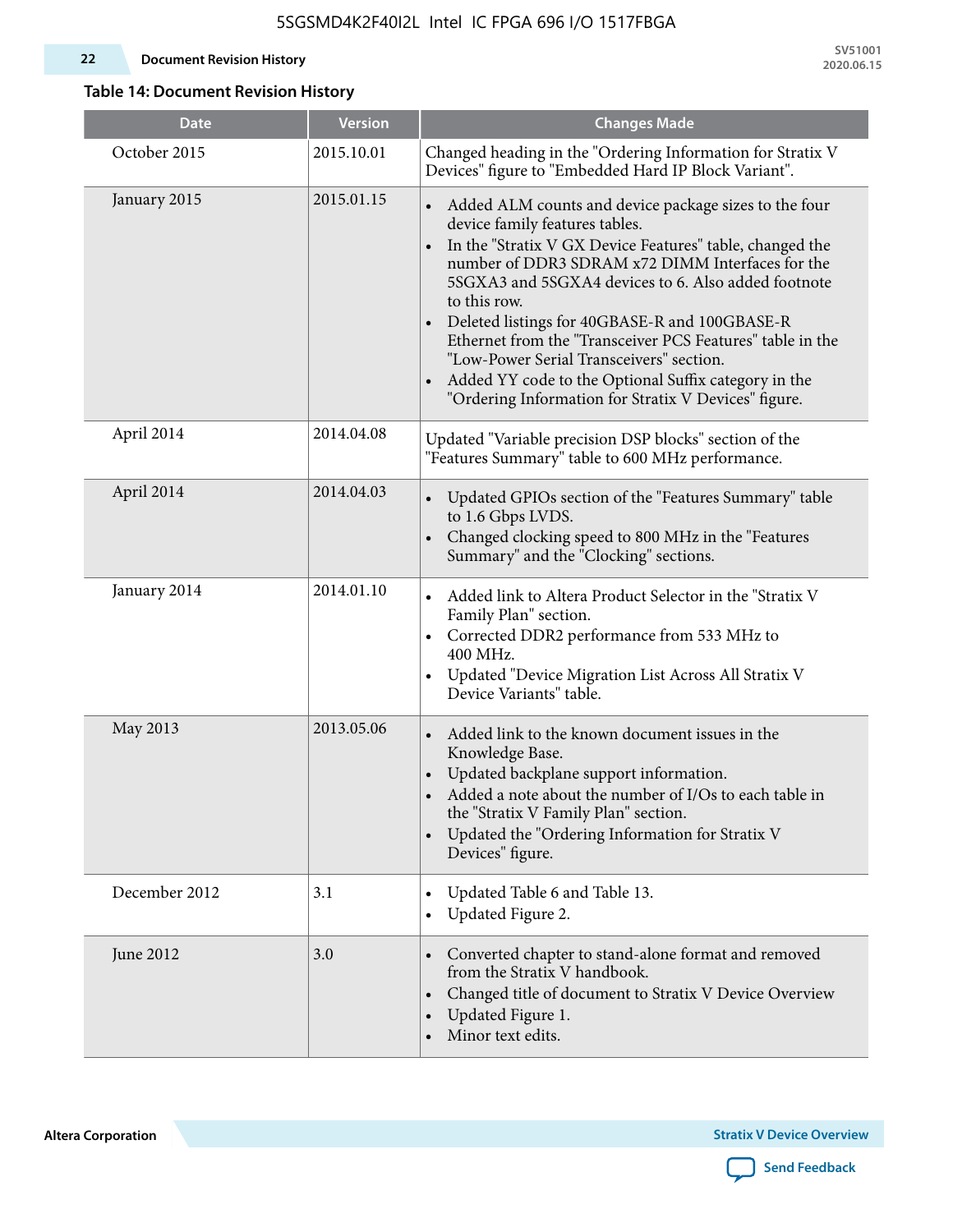**Table 14: Document Revision History**

| Date | Version | Changes Made |
|---|---|---|
| October 2015 | 2015.10.01 | Changed heading in the "Ordering Information for Stratix V Devices" figure to "Embedded Hard IP Block Variant". |
| January 2015 | 2015.01.15 | • Added ALM counts and device package sizes to the four device family features tables.<br>• In the "Stratix V GX Device Features" table, changed the number of DDR3 SDRAM x72 DIMM Interfaces for the 5SGXA3 and 5SGXA4 devices to 6. Also added footnote to this row.<br>• Deleted listings for 40GBASE-R and 100GBASE-R Ethernet from the "Transceiver PCS Features" table in the "Low-Power Serial Transceivers" section.<br>• Added YY code to the Optional Suffix category in the "Ordering Information for Stratix V Devices" figure. |
| April 2014 | 2014.04.08 | Updated "Variable precision DSP blocks" section of the "Features Summary" table to 600 MHz performance. |
| April 2014 | 2014.04.03 | • Updated GPIOs section of the "Features Summary" table to 1.6 Gbps LVDS.<br>• Changed clocking speed to 800 MHz in the "Features Summary" and the "Clocking" sections. |
| January 2014 | 2014.01.10 | • Added link to Altera Product Selector in the "Stratix V Family Plan" section.<br>• Corrected DDR2 performance from 533 MHz to 400 MHz.<br>• Updated "Device Migration List Across All Stratix V Device Variants" table. |
| May 2013 | 2013.05.06 | • Added link to the known document issues in the Knowledge Base.<br>• Updated backplane support information.<br>• Added a note about the number of I/Os to each table in the "Stratix V Family Plan" section.<br>• Updated the "Ordering Information for Stratix V Devices" figure. |
| December 2012 | 3.1 | • Updated Table 6 and Table 13.<br>• Updated Figure 2. |
| June 2012 | 3.0 | • Converted chapter to stand-alone format and removed from the Stratix V handbook.<br>• Changed title of document to Stratix V Device Overview<br>• Updated Figure 1.<br>• Minor text edits. |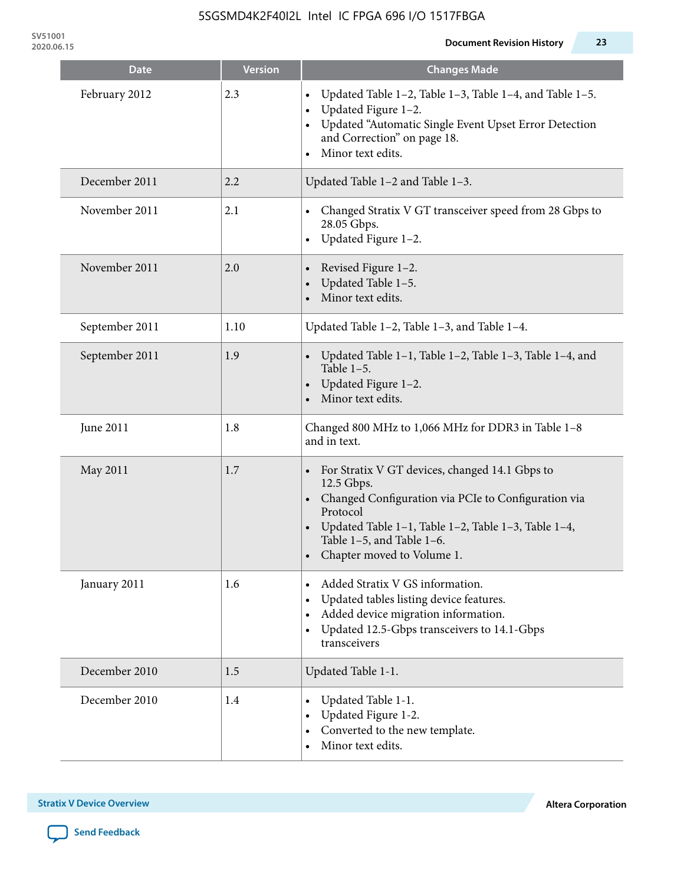| Date | Version | Changes Made |
| --- | --- | --- |
| February 2012 | 2.3 | • Updated Table 1–2, Table 1–3, Table 1–4, and Table 1–5.<br>• Updated Figure 1–2.<br>• Updated "Automatic Single Event Upset Error Detection and Correction" on page 18.<br>• Minor text edits. |
| December 2011 | 2.2 | Updated Table 1–2 and Table 1–3. |
| November 2011 | 2.1 | • Changed Stratix V GT transceiver speed from 28 Gbps to 28.05 Gbps.<br>• Updated Figure 1–2. |
| November 2011 | 2.0 | • Revised Figure 1–2.<br>• Updated Table 1–5.<br>• Minor text edits. |
| September 2011 | 1.10 | Updated Table 1–2, Table 1–3, and Table 1–4. |
| September 2011 | 1.9 | • Updated Table 1–1, Table 1–2, Table 1–3, Table 1–4, and Table 1–5.<br>• Updated Figure 1–2.<br>• Minor text edits. |
| June 2011 | 1.8 | Changed 800 MHz to 1,066 MHz for DDR3 in Table 1–8 and in text. |
| May 2011 | 1.7 | • For Stratix V GT devices, changed 14.1 Gbps to 12.5 Gbps.<br>• Changed Configuration via PCIe to Configuration via Protocol<br>• Updated Table 1–1, Table 1–2, Table 1–3, Table 1–4, Table 1–5, and Table 1–6.<br>• Chapter moved to Volume 1. |
| January 2011 | 1.6 | • Added Stratix V GS information.<br>• Updated tables listing device features.<br>• Added device migration information.<br>• Updated 12.5-Gbps transceivers to 14.1-Gbps transceivers |
| December 2010 | 1.5 | Updated Table 1-1. |
| December 2010 | 1.4 | • Updated Table 1-1.<br>• Updated Figure 1-2.<br>• Converted to the new template.<br>• Minor text edits. |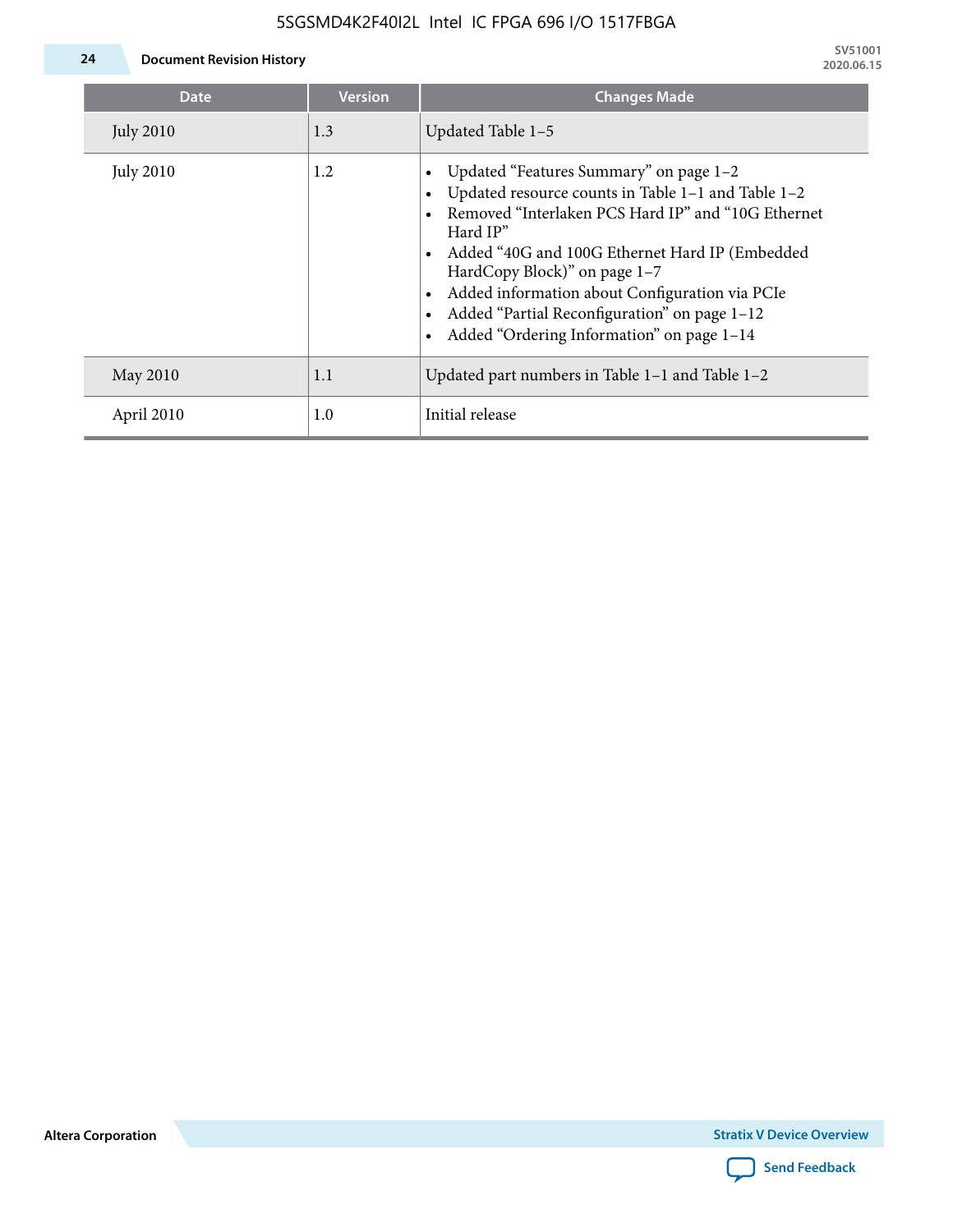| Date | Version | Changes Made |
|---|---|---|
| July 2010 | 1.3 | Updated Table 1–5 |
| July 2010 | 1.2 | • Updated “Features Summary” on page 1–2<br>• Updated resource counts in Table 1–1 and Table 1–2<br>• Removed “Interlaken PCS Hard IP” and “10G Ethernet Hard IP”<br>• Added “40G and 100G Ethernet Hard IP (Embedded HardCopy Block)” on page 1–7<br>• Added information about Configuration via PCIe<br>• Added “Partial Reconfiguration” on page 1–12<br>• Added “Ordering Information” on page 1–14 |
| May 2010 | 1.1 | Updated part numbers in Table 1–1 and Table 1–2 |
| April 2010 | 1.0 | Initial release |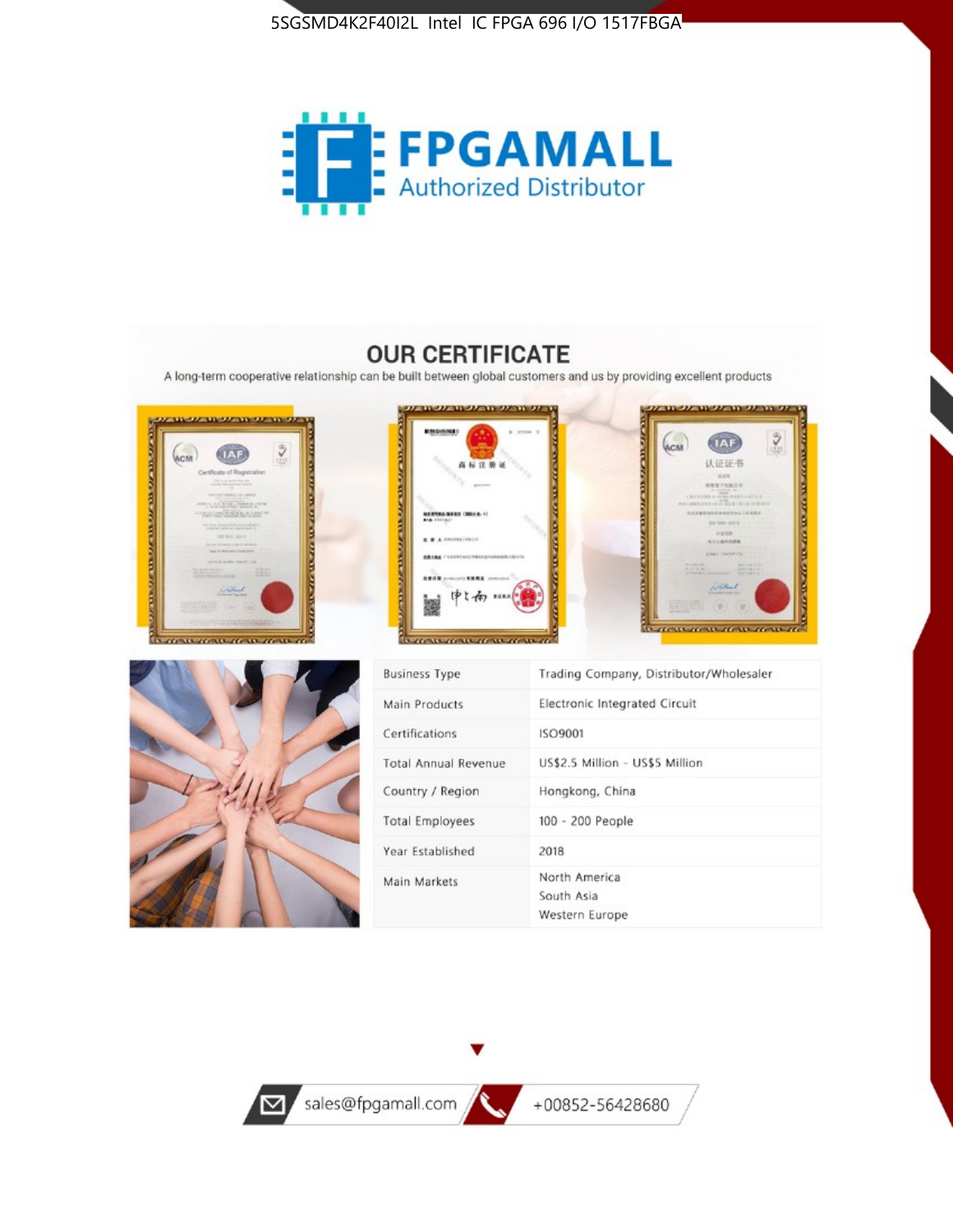FPGAMALL

Authorized Distributor

## OUR CERTIFICATE

A long-term cooperative relationship can be built between global customers and us by providing excellent products

| | |
|---|---|
| Business Type | Trading Company, Distributor/Wholesaler |
| Main Products | Electronic Integrated Circuit |
| Certifications | ISO9001 |
| Total Annual Revenue | US$2.5 Million - US$5 Million |
| Country / Region | Hongkong, China |
| Total Employees | 100 - 200 People |
| Year Established | 2018 |
| Main Markets | North America<br>South Asia<br>Western Europe |

sales@fpgamall.com

+00852-56428680